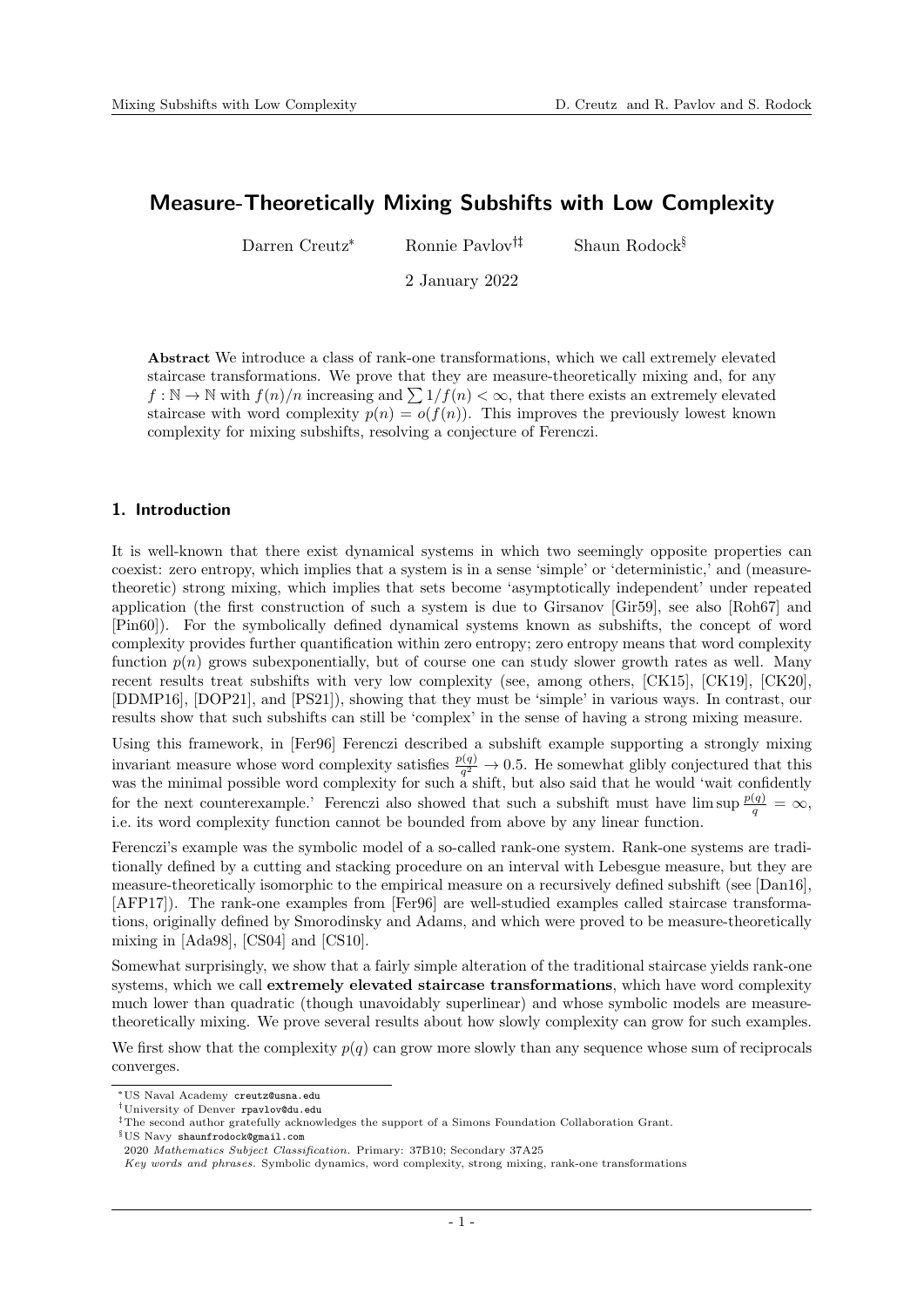# Measure-Theoretically Mixing Subshifts with Low Complexity

Darren Creutz* Ronnie Pavlov†‡ Shaun Rodock§

2 January 2022

**Abstract** We introduce a class of rank-one transformations, which we call extremely elevated staircase transformations. We prove that they are measure-theoretically mixing and, for any $f : \mathbb{N} \to \mathbb{N}$ with $f(n)/n$ increasing and $\sum 1/f(n) < \infty$, that there exists an extremely elevated staircase with word complexity $p(n) = o(f(n))$. This improves the previously lowest known complexity for mixing subshifts, resolving a conjecture of Ferenczi.

## 1. Introduction

It is well-known that there exist dynamical systems in which two seemingly opposite properties can coexist: zero entropy, which implies that a system is in a sense 'simple' or 'deterministic,' and (measure-theoretic) strong mixing, which implies that sets become 'asymptotically independent' under repeated application (the first construction of such a system is due to Girsanov [Gir59], see also [Roh67] and [Pin60]). For the symbolically defined dynamical systems known as subshifts, the concept of word complexity provides further quantification within zero entropy; zero entropy means that word complexity function $p(n)$ grows subexponentially, but of course one can study slower growth rates as well. Many recent results treat subshifts with very low complexity (see, among others, [CK15], [CK19], [CK20], [DDMP16], [DOP21], and [PS21]), showing that they must be 'simple' in various ways. In contrast, our results show that such subshifts can still be 'complex' in the sense of having a strong mixing measure.

Using this framework, in [Fer96] Ferenczi described a subshift example supporting a strongly mixing invariant measure whose word complexity satisfies $\frac{p(q)}{q^2} \to 0.5$. He somewhat glibly conjectured that this was the minimal possible word complexity for such a shift, but also said that he would 'wait confidently for the next counterexample.' Ferenczi also showed that such a subshift must have $\limsup \frac{p(q)}{q} = \infty$, i.e. its word complexity function cannot be bounded from above by any linear function.

Ferenczi's example was the symbolic model of a so-called rank-one system. Rank-one systems are traditionally defined by a cutting and stacking procedure on an interval with Lebesgue measure, but they are measure-theoretically isomorphic to the empirical measure on a recursively defined subshift (see [Dan16], [AFP17]). The rank-one examples from [Fer96] are well-studied examples called staircase transformations, originally defined by Smorodinsky and Adams, and which were proved to be measure-theoretically mixing in [Ada98], [CS04] and [CS10].

Somewhat surprisingly, we show that a fairly simple alteration of the traditional staircase yields rank-one systems, which we call **extremely elevated staircase transformations**, which have word complexity much lower than quadratic (though unavoidably superlinear) and whose symbolic models are measure-theoretically mixing. We prove several results about how slowly complexity can grow for such examples.

We first show that the complexity $p(q)$ can grow more slowly than any sequence whose sum of reciprocals converges.

---

*US Naval Academy creutz@usna.edu

†University of Denver rpavlov@du.edu

‡The second author gratefully acknowledges the support of a Simons Foundation Collaboration Grant.

§US Navy shaunfrodock@gmail.com

2020 *Mathematics Subject Classification.* Primary: 37B10; Secondary 37A25

*Key words and phrases.* Symbolic dynamics, word complexity, strong mixing, rank-one transformations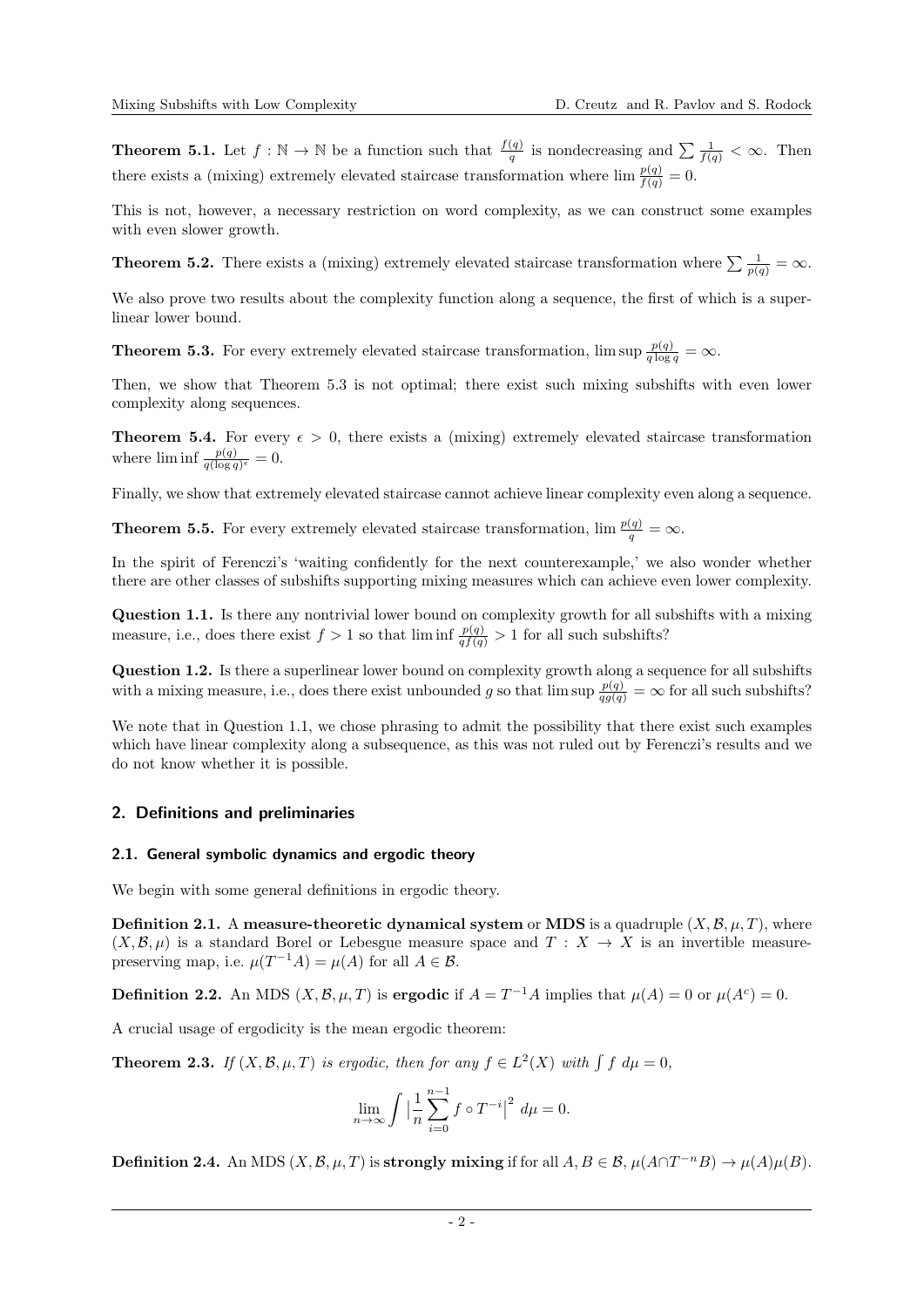**Theorem 5.1.** Let $f : \mathbb{N} \to \mathbb{N}$ be a function such that $\frac{f(q)}{q}$ is nondecreasing and $\sum \frac{1}{f(q)} < \infty$. Then there exists a (mixing) extremely elevated staircase transformation where $\lim \frac{p(q)}{f(q)} = 0$.

This is not, however, a necessary restriction on word complexity, as we can construct some examples with even slower growth.

**Theorem 5.2.** There exists a (mixing) extremely elevated staircase transformation where $\sum \frac{1}{p(q)} = \infty$.

We also prove two results about the complexity function along a sequence, the first of which is a super-linear lower bound.

**Theorem 5.3.** For every extremely elevated staircase transformation, $\limsup \frac{p(q)}{q \log q} = \infty$.

Then, we show that Theorem 5.3 is not optimal; there exist such mixing subshifts with even lower complexity along sequences.

**Theorem 5.4.** For every $\epsilon > 0$, there exists a (mixing) extremely elevated staircase transformation where $\liminf \frac{p(q)}{q(\log q)^{\epsilon}} = 0$.

Finally, we show that extremely elevated staircase cannot achieve linear complexity even along a sequence.

**Theorem 5.5.** For every extremely elevated staircase transformation, $\lim \frac{p(q)}{q} = \infty$.

In the spirit of Ferenczi's 'waiting confidently for the next counterexample,' we also wonder whether there are other classes of subshifts supporting mixing measures which can achieve even lower complexity.

**Question 1.1.** Is there any nontrivial lower bound on complexity growth for all subshifts with a mixing measure, i.e., does there exist $f > 1$ so that $\liminf \frac{p(q)}{qf(q)} > 1$ for all such subshifts?

**Question 1.2.** Is there a superlinear lower bound on complexity growth along a sequence for all subshifts with a mixing measure, i.e., does there exist unbounded $g$ so that $\limsup \frac{p(q)}{qg(q)} = \infty$ for all such subshifts?

We note that in Question 1.1, we chose phrasing to admit the possibility that there exist such examples which have linear complexity along a subsequence, as this was not ruled out by Ferenczi's results and we do not know whether it is possible.

## 2. Definitions and preliminaries

### 2.1. General symbolic dynamics and ergodic theory

We begin with some general definitions in ergodic theory.

**Definition 2.1.** A **measure-theoretic dynamical system** or **MDS** is a quadruple $(X, \mathcal{B}, \mu, T)$, where $(X, \mathcal{B}, \mu)$ is a standard Borel or Lebesgue measure space and $T : X \to X$ is an invertible measure-preserving map, i.e. $\mu(T^{-1}A) = \mu(A)$ for all $A \in \mathcal{B}$.

**Definition 2.2.** An MDS $(X, \mathcal{B}, \mu, T)$ is **ergodic** if $A = T^{-1}A$ implies that $\mu(A) = 0$ or $\mu(A^c) = 0$.

A crucial usage of ergodicity is the mean ergodic theorem:

**Theorem 2.3.** *If $(X, \mathcal{B}, \mu, T)$ is ergodic, then for any $f \in L^2(X)$ with $\int f \, d\mu = 0$,*

$$\lim_{n\to\infty} \int \Big| \frac{1}{n} \sum_{i=0}^{n-1} f \circ T^{-i} \Big|^2 \, d\mu = 0.$$

**Definition 2.4.** An MDS $(X, \mathcal{B}, \mu, T)$ is **strongly mixing** if for all $A, B \in \mathcal{B}$, $\mu(A \cap T^{-n}B) \to \mu(A)\mu(B)$.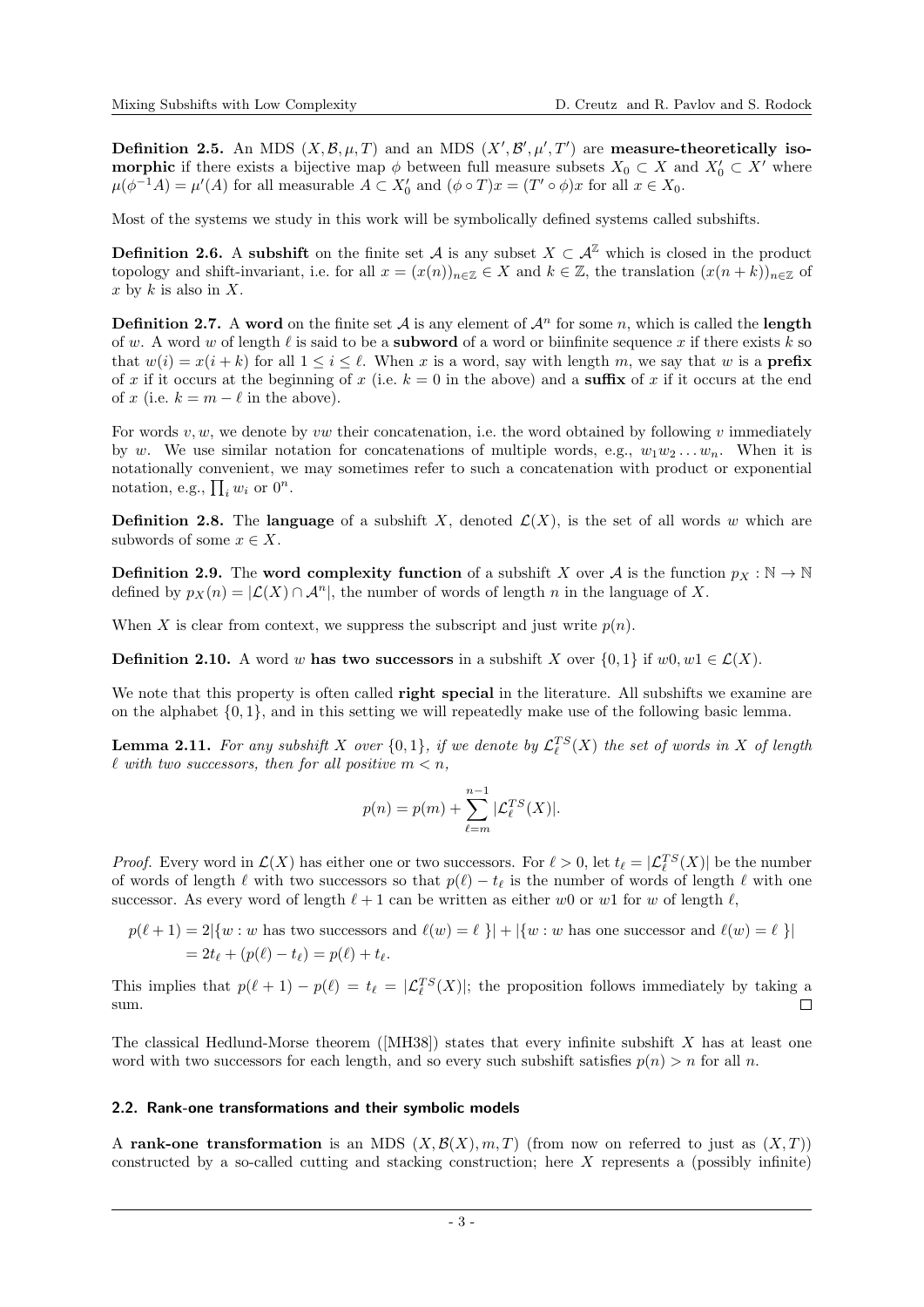**Definition 2.5.** An MDS $(X, \mathcal{B}, \mu, T)$ and an MDS $(X', \mathcal{B}', \mu', T')$ are **measure-theoretically isomorphic** if there exists a bijective map $\phi$ between full measure subsets $X_0 \subset X$ and $X'_0 \subset X'$ where $\mu(\phi^{-1}A) = \mu'(A)$ for all measurable $A \subset X'_0$ and $(\phi \circ T)x = (T' \circ \phi)x$ for all $x \in X_0$.

Most of the systems we study in this work will be symbolically defined systems called subshifts.

**Definition 2.6.** A **subshift** on the finite set $\mathcal{A}$ is any subset $X \subset \mathcal{A}^{\mathbb{Z}}$ which is closed in the product topology and shift-invariant, i.e. for all $x = (x(n))_{n\in\mathbb{Z}} \in X$ and $k \in \mathbb{Z}$, the translation $(x(n+k))_{n\in\mathbb{Z}}$ of $x$ by $k$ is also in $X$.

**Definition 2.7.** A **word** on the finite set $\mathcal{A}$ is any element of $\mathcal{A}^n$ for some $n$, which is called the **length** of $w$. A word $w$ of length $\ell$ is said to be a **subword** of a word or biinfinite sequence $x$ if there exists $k$ so that $w(i) = x(i+k)$ for all $1 \leq i \leq \ell$. When $x$ is a word, say with length $m$, we say that $w$ is a **prefix** of $x$ if it occurs at the beginning of $x$ (i.e. $k = 0$ in the above) and a **suffix** of $x$ if it occurs at the end of $x$ (i.e. $k = m - \ell$ in the above).

For words $v, w$, we denote by $vw$ their concatenation, i.e. the word obtained by following $v$ immediately by $w$. We use similar notation for concatenations of multiple words, e.g., $w_1 w_2 \ldots w_n$. When it is notationally convenient, we may sometimes refer to such a concatenation with product or exponential notation, e.g., $\prod_i w_i$ or $0^n$.

**Definition 2.8.** The **language** of a subshift $X$, denoted $\mathcal{L}(X)$, is the set of all words $w$ which are subwords of some $x \in X$.

**Definition 2.9.** The **word complexity function** of a subshift $X$ over $\mathcal{A}$ is the function $p_X : \mathbb{N} \to \mathbb{N}$ defined by $p_X(n) = |\mathcal{L}(X) \cap \mathcal{A}^n|$, the number of words of length $n$ in the language of $X$.

When $X$ is clear from context, we suppress the subscript and just write $p(n)$.

**Definition 2.10.** A word $w$ **has two successors** in a subshift $X$ over $\{0, 1\}$ if $w0, w1 \in \mathcal{L}(X)$.

We note that this property is often called **right special** in the literature. All subshifts we examine are on the alphabet $\{0, 1\}$, and in this setting we will repeatedly make use of the following basic lemma.

**Lemma 2.11.** *For any subshift $X$ over $\{0, 1\}$, if we denote by $\mathcal{L}_\ell^{TS}(X)$ the set of words in $X$ of length $\ell$ with two successors, then for all positive $m < n$,*

$$p(n) = p(m) + \sum_{\ell=m}^{n-1} |\mathcal{L}_\ell^{TS}(X)|.$$

*Proof.* Every word in $\mathcal{L}(X)$ has either one or two successors. For $\ell > 0$, let $t_\ell = |\mathcal{L}_\ell^{TS}(X)|$ be the number of words of length $\ell$ with two successors so that $p(\ell) - t_\ell$ is the number of words of length $\ell$ with one successor. As every word of length $\ell + 1$ can be written as either $w0$ or $w1$ for $w$ of length $\ell$,

$$\begin{aligned} p(\ell+1) &= 2|\{w : w \text{ has two successors and } \ell(w) = \ell\ \}| + |\{w : w \text{ has one successor and } \ell(w) = \ell\ \}| \\ &= 2t_\ell + (p(\ell) - t_\ell) = p(\ell) + t_\ell. \end{aligned}$$

This implies that $p(\ell+1) - p(\ell) = t_\ell = |\mathcal{L}_\ell^{TS}(X)|$; the proposition follows immediately by taking a sum. $\square$

The classical Hedlund-Morse theorem ([MH38]) states that every infinite subshift $X$ has at least one word with two successors for each length, and so every such subshift satisfies $p(n) > n$ for all $n$.

### 2.2. Rank-one transformations and their symbolic models

A **rank-one transformation** is an MDS $(X, \mathcal{B}(X), m, T)$ (from now on referred to just as $(X, T)$) constructed by a so-called cutting and stacking construction; here $X$ represents a (possibly infinite)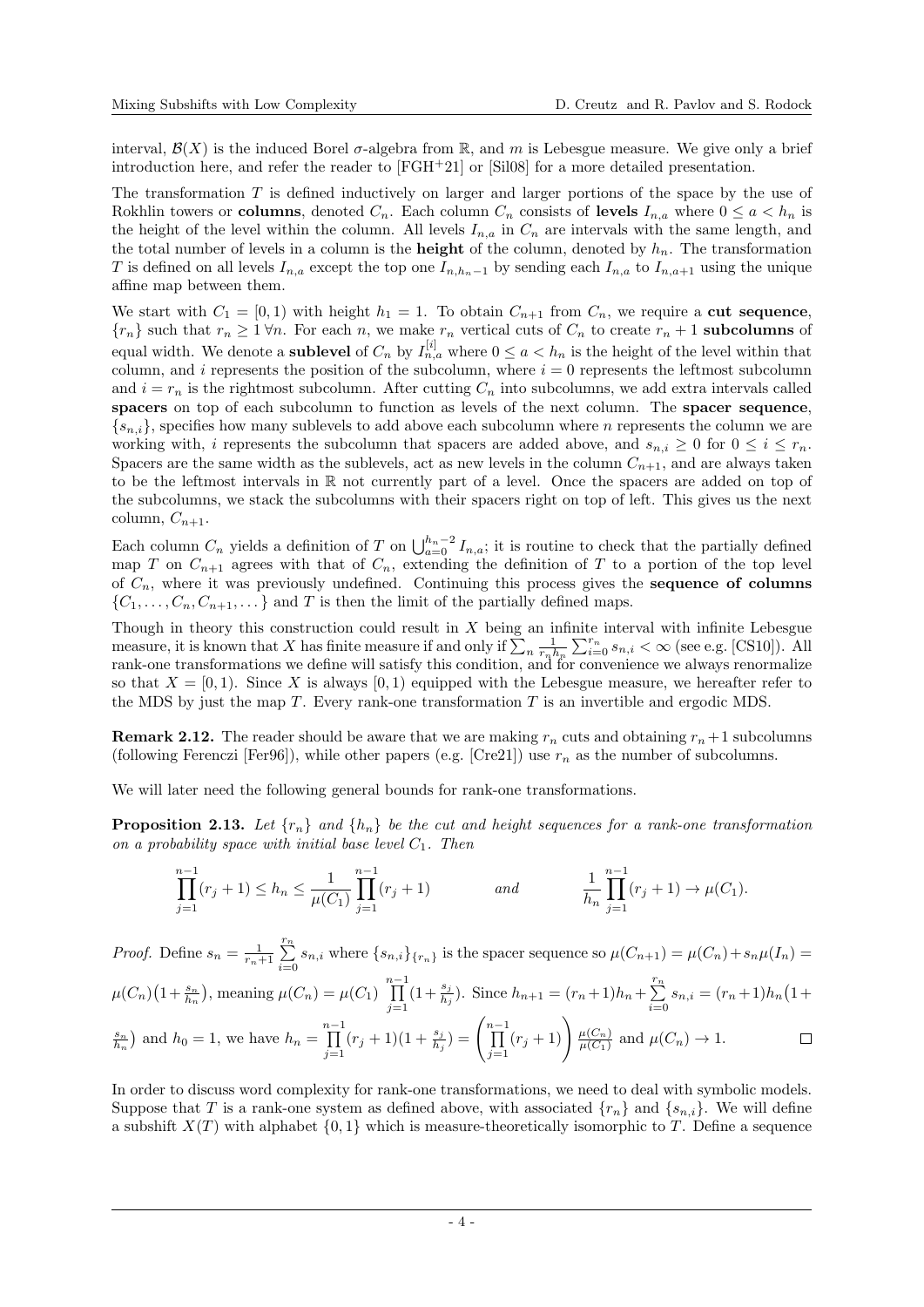interval, $\mathcal{B}(X)$ is the induced Borel $\sigma$-algebra from $\mathbb{R}$, and $m$ is Lebesgue measure. We give only a brief introduction here, and refer the reader to [FGH+21] or [Sil08] for a more detailed presentation.

The transformation $T$ is defined inductively on larger and larger portions of the space by the use of Rokhlin towers or **columns**, denoted $C_n$. Each column $C_n$ consists of **levels** $I_{n,a}$ where $0 \leq a < h_n$ is the height of the level within the column. All levels $I_{n,a}$ in $C_n$ are intervals with the same length, and the total number of levels in a column is the **height** of the column, denoted by $h_n$. The transformation $T$ is defined on all levels $I_{n,a}$ except the top one $I_{n,h_n-1}$ by sending each $I_{n,a}$ to $I_{n,a+1}$ using the unique affine map between them.

We start with $C_1 = [0, 1)$ with height $h_1 = 1$. To obtain $C_{n+1}$ from $C_n$, we require a **cut sequence**, $\{r_n\}$ such that $r_n \geq 1 \; \forall n$. For each $n$, we make $r_n$ vertical cuts of $C_n$ to create $r_n + 1$ **subcolumns** of equal width. We denote a **sublevel** of $C_n$ by $I^{[i]}_{n,a}$ where $0 \leq a < h_n$ is the height of the level within that column, and $i$ represents the position of the subcolumn, where $i = 0$ represents the leftmost subcolumn and $i = r_n$ is the rightmost subcolumn. After cutting $C_n$ into subcolumns, we add extra intervals called **spacers** on top of each subcolumn to function as levels of the next column. The **spacer sequence**, $\{s_{n,i}\}$, specifies how many sublevels to add above each subcolumn where $n$ represents the column we are working with, $i$ represents the subcolumn that spacers are added above, and $s_{n,i} \geq 0$ for $0 \leq i \leq r_n$. Spacers are the same width as the sublevels, act as new levels in the column $C_{n+1}$, and are always taken to be the leftmost intervals in $\mathbb{R}$ not currently part of a level. Once the spacers are added on top of the subcolumns, we stack the subcolumns with their spacers right on top of left. This gives us the next column, $C_{n+1}$.

Each column $C_n$ yields a definition of $T$ on $\bigcup_{a=0}^{h_n-2} I_{n,a}$; it is routine to check that the partially defined map $T$ on $C_{n+1}$ agrees with that of $C_n$, extending the definition of $T$ to a portion of the top level of $C_n$, where it was previously undefined. Continuing this process gives the **sequence of columns** $\{C_1, \ldots, C_n, C_{n+1}, \ldots\}$ and $T$ is then the limit of the partially defined maps.

Though in theory this construction could result in $X$ being an infinite interval with infinite Lebesgue measure, it is known that $X$ has finite measure if and only if $\sum_n \frac{1}{r_n h_n} \sum_{i=0}^{r_n} s_{n,i} < \infty$ (see e.g. [CS10]). All rank-one transformations we define will satisfy this condition, and for convenience we always renormalize so that $X = [0, 1)$. Since $X$ is always $[0, 1)$ equipped with the Lebesgue measure, we hereafter refer to the MDS by just the map $T$. Every rank-one transformation $T$ is an invertible and ergodic MDS.

**Remark 2.12.** The reader should be aware that we are making $r_n$ cuts and obtaining $r_n+1$ subcolumns (following Ferenczi [Fer96]), while other papers (e.g. [Cre21]) use $r_n$ as the number of subcolumns.

We will later need the following general bounds for rank-one transformations.

**Proposition 2.13.** *Let $\{r_n\}$ and $\{h_n\}$ be the cut and height sequences for a rank-one transformation on a probability space with initial base level $C_1$. Then*

$$\prod_{j=1}^{n-1}(r_j + 1) \leq h_n \leq \frac{1}{\mu(C_1)} \prod_{j=1}^{n-1}(r_j + 1) \qquad \text{and} \qquad \frac{1}{h_n}\prod_{j=1}^{n-1}(r_j + 1) \to \mu(C_1).$$

*Proof.* Define $s_n = \frac{1}{r_n+1} \sum_{i=0}^{r_n} s_{n,i}$ where $\{s_{n,i}\}_{\{r_n\}}$ is the spacer sequence so $\mu(C_{n+1}) = \mu(C_n) + s_n\mu(I_n) = \mu(C_n)\big(1+\frac{s_n}{h_n}\big)$, meaning $\mu(C_n) = \mu(C_1) \prod_{j=1}^{n-1}(1+\frac{s_j}{h_j})$. Since $h_{n+1} = (r_n+1)h_n + \sum_{i=0}^{r_n} s_{n,i} = (r_n+1)h_n\big(1+\frac{s_n}{h_n}\big)$ and $h_0 = 1$, we have $h_n = \prod_{j=1}^{n-1}(r_j+1)(1+\frac{s_j}{h_j}) = \left(\prod_{j=1}^{n-1}(r_j+1)\right)\frac{\mu(C_n)}{\mu(C_1)}$ and $\mu(C_n) \to 1$. $\square$

In order to discuss word complexity for rank-one transformations, we need to deal with symbolic models. Suppose that $T$ is a rank-one system as defined above, with associated $\{r_n\}$ and $\{s_{n,i}\}$. We will define a subshift $X(T)$ with alphabet $\{0, 1\}$ which is measure-theoretically isomorphic to $T$. Define a sequence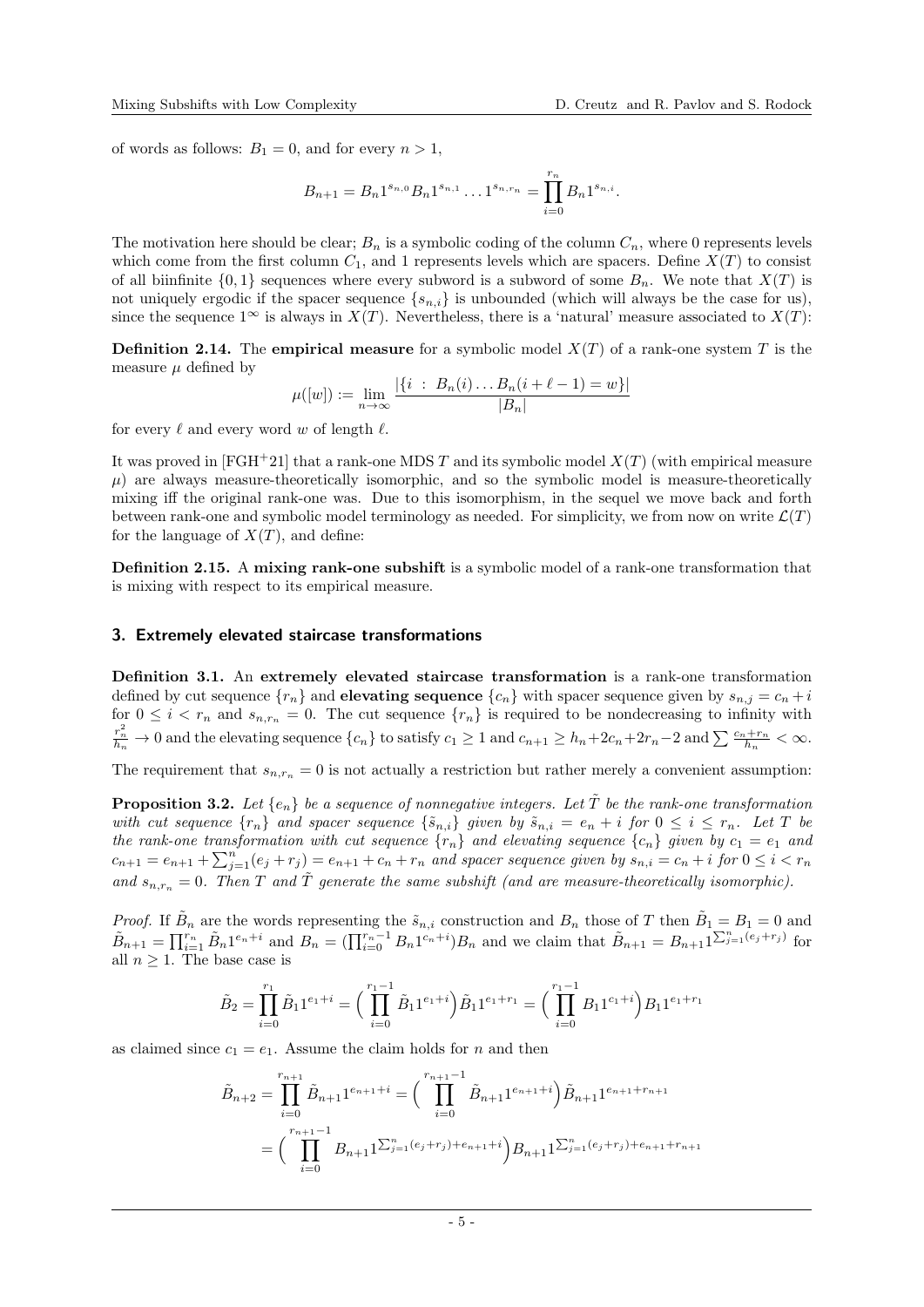of words as follows: $B_1 = 0$, and for every $n > 1$,

$$B_{n+1} = B_n 1^{s_{n,0}} B_n 1^{s_{n,1}} \dots 1^{s_{n,r_n}} = \prod_{i=0}^{r_n} B_n 1^{s_{n,i}}.$$

The motivation here should be clear; $B_n$ is a symbolic coding of the column $C_n$, where 0 represents levels which come from the first column $C_1$, and 1 represents levels which are spacers. Define $X(T)$ to consist of all biinfinite $\{0,1\}$ sequences where every subword is a subword of some $B_n$. We note that $X(T)$ is not uniquely ergodic if the spacer sequence $\{s_{n,i}\}$ is unbounded (which will always be the case for us), since the sequence $1^\infty$ is always in $X(T)$. Nevertheless, there is a 'natural' measure associated to $X(T)$:

**Definition 2.14.** The **empirical measure** for a symbolic model $X(T)$ of a rank-one system $T$ is the measure $\mu$ defined by

$$\mu([w]) := \lim_{n\to\infty} \frac{|\{i \ : \ B_n(i) \dots B_n(i+\ell-1) = w\}|}{|B_n|}$$

for every $\ell$ and every word $w$ of length $\ell$.

It was proved in [FGH+21] that a rank-one MDS $T$ and its symbolic model $X(T)$ (with empirical measure $\mu$) are always measure-theoretically isomorphic, and so the symbolic model is measure-theoretically mixing iff the original rank-one was. Due to this isomorphism, in the sequel we move back and forth between rank-one and symbolic model terminology as needed. For simplicity, we from now on write $\mathcal{L}(T)$ for the language of $X(T)$, and define:

**Definition 2.15.** A **mixing rank-one subshift** is a symbolic model of a rank-one transformation that is mixing with respect to its empirical measure.

## 3. Extremely elevated staircase transformations

**Definition 3.1.** An **extremely elevated staircase transformation** is a rank-one transformation defined by cut sequence $\{r_n\}$ and **elevating sequence** $\{c_n\}$ with spacer sequence given by $s_{n,j} = c_n + i$ for $0 \le i < r_n$ and $s_{n,r_n} = 0$. The cut sequence $\{r_n\}$ is required to be nondecreasing to infinity with $\frac{r_n^2}{h_n} \to 0$ and the elevating sequence $\{c_n\}$ to satisfy $c_1 \ge 1$ and $c_{n+1} \ge h_n + 2c_n + 2r_n - 2$ and $\sum \frac{c_n + r_n}{h_n} < \infty$.

The requirement that $s_{n,r_n} = 0$ is not actually a restriction but rather merely a convenient assumption:

**Proposition 3.2.** *Let $\{e_n\}$ be a sequence of nonnegative integers. Let $\tilde{T}$ be the rank-one transformation with cut sequence $\{r_n\}$ and spacer sequence $\{\tilde{s}_{n,i}\}$ given by $\tilde{s}_{n,i} = e_n + i$ for $0 \le i \le r_n$. Let $T$ be the rank-one transformation with cut sequence $\{r_n\}$ and elevating sequence $\{c_n\}$ given by $c_1 = e_1$ and $c_{n+1} = e_{n+1} + \sum_{j=1}^{n}(e_j + r_j) = e_{n+1} + c_n + r_n$ and spacer sequence given by $s_{n,i} = c_n + i$ for $0 \le i < r_n$ and $s_{n,r_n} = 0$. Then $T$ and $\tilde{T}$ generate the same subshift (and are measure-theoretically isomorphic).*

*Proof.* If $\tilde{B}_n$ are the words representing the $\tilde{s}_{n,i}$ construction and $B_n$ those of $T$ then $\tilde{B}_1 = B_1 = 0$ and $\tilde{B}_{n+1} = \prod_{i=1}^{r_n} \tilde{B}_n 1^{e_n+i}$ and $B_n = (\prod_{i=0}^{r_n-1} B_n 1^{c_n+i}) B_n$ and we claim that $\tilde{B}_{n+1} = B_{n+1} 1^{\sum_{j=1}^{n}(e_j+r_j)}$ for all $n \ge 1$. The base case is

$$\tilde{B}_2 = \prod_{i=0}^{r_1} \tilde{B}_1 1^{e_1+i} = \Big( \prod_{i=0}^{r_1-1} \tilde{B}_1 1^{e_1+i} \Big) \tilde{B}_1 1^{e_1+r_1} = \Big( \prod_{i=0}^{r_1-1} B_1 1^{c_1+i} \Big) B_1 1^{e_1+r_1}$$

as claimed since $c_1 = e_1$. Assume the claim holds for $n$ and then

$$\begin{aligned}
\tilde{B}_{n+2} &= \prod_{i=0}^{r_{n+1}} \tilde{B}_{n+1} 1^{e_{n+1}+i} = \Big( \prod_{i=0}^{r_{n+1}-1} \tilde{B}_{n+1} 1^{e_{n+1}+i} \Big) \tilde{B}_{n+1} 1^{e_{n+1}+r_{n+1}} \\
&= \Big( \prod_{i=0}^{r_{n+1}-1} B_{n+1} 1^{\sum_{j=1}^{n}(e_j+r_j)+e_{n+1}+i} \Big) B_{n+1} 1^{\sum_{j=1}^{n}(e_j+r_j)+e_{n+1}+r_{n+1}}
\end{aligned}$$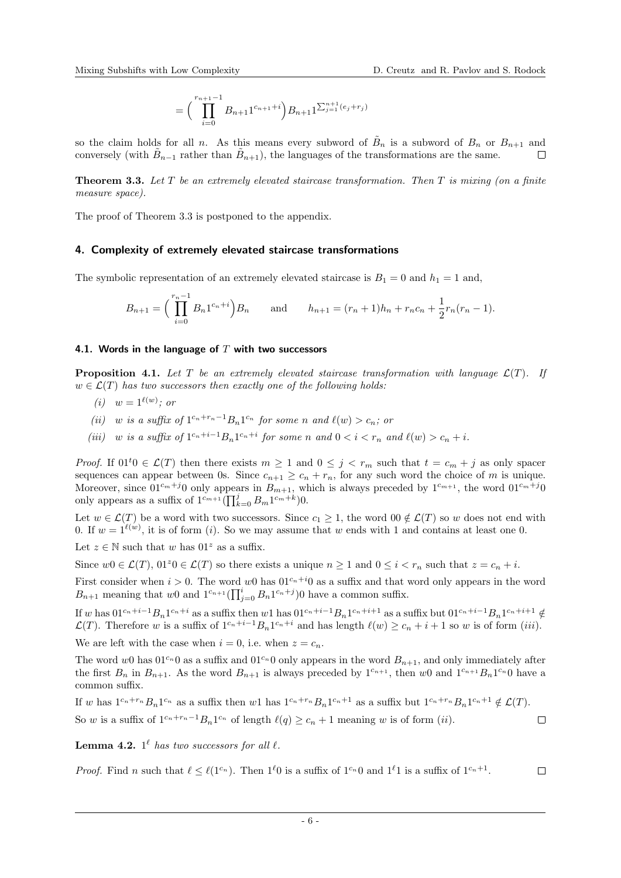$$= \Big( \prod_{i=0}^{r_{n+1}-1} B_{n+1} 1^{c_{n+1}+i} \Big) B_{n+1} 1^{\sum_{j=1}^{n+1}(e_j + r_j)}$$

so the claim holds for all $n$. As this means every subword of $\tilde{B}_n$ is a subword of $B_n$ or $B_{n+1}$ and conversely (with $\tilde{B}_{n-1}$ rather than $\tilde{B}_{n+1}$), the languages of the transformations are the same. $\square$

**Theorem 3.3.** *Let $T$ be an extremely elevated staircase transformation. Then $T$ is mixing (on a finite measure space).*

The proof of Theorem 3.3 is postponed to the appendix.

## 4. Complexity of extremely elevated staircase transformations

The symbolic representation of an extremely elevated staircase is $B_1 = 0$ and $h_1 = 1$ and,

$$B_{n+1} = \Big( \prod_{i=0}^{r_n-1} B_n 1^{c_n+i} \Big) B_n \qquad \text{and} \qquad h_{n+1} = (r_n+1)h_n + r_n c_n + \frac{1}{2} r_n (r_n - 1).$$

### 4.1. Words in the language of $T$ with two successors

**Proposition 4.1.** *Let $T$ be an extremely elevated staircase transformation with language $\mathcal{L}(T)$. If $w \in \mathcal{L}(T)$ has two successors then exactly one of the following holds:*

*(i)* $w = 1^{\ell(w)}$*; or*

*(ii)* $w$ *is a suffix of* $1^{c_n+r_n-1} B_n 1^{c_n}$ *for some* $n$ *and* $\ell(w) > c_n$*; or*

*(iii)* $w$ *is a suffix of* $1^{c_n+i-1} B_n 1^{c_n+i}$ *for some* $n$ *and* $0 < i < r_n$ *and* $\ell(w) > c_n + i$*.*

*Proof.* If $01^t0 \in \mathcal{L}(T)$ then there exists $m \geq 1$ and $0 \leq j < r_m$ such that $t = c_m + j$ as only spacer sequences can appear between 0s. Since $c_{n+1} \geq c_n + r_n$, for any such word the choice of $m$ is unique. Moreover, since $01^{c_m+j}0$ only appears in $B_{m+1}$, which is always preceded by $1^{c_{m+1}}$, the word $01^{c_m+j}0$ only appears as a suffix of $1^{c_{m+1}}(\prod_{k=0}^{j} B_m 1^{c_m+k})0$.

Let $w \in \mathcal{L}(T)$ be a word with two successors. Since $c_1 \geq 1$, the word $00 \notin \mathcal{L}(T)$ so $w$ does not end with 0. If $w = 1^{\ell(w)}$, it is of form $(i)$. So we may assume that $w$ ends with 1 and contains at least one 0.

Let $z \in \mathbb{N}$ such that $w$ has $01^z$ as a suffix.

Since $w0 \in \mathcal{L}(T)$, $01^z0 \in \mathcal{L}(T)$ so there exists a unique $n \geq 1$ and $0 \leq i < r_n$ such that $z = c_n + i$.

First consider when $i > 0$. The word $w0$ has $01^{c_n+i}0$ as a suffix and that word only appears in the word $B_{n+1}$ meaning that $w0$ and $1^{c_{n+1}}(\prod_{j=0}^{i} B_n 1^{c_n+j})0$ have a common suffix.

If $w$ has $01^{c_n+i-1}B_n 1^{c_n+i}$ as a suffix then $w1$ has $01^{c_n+i-1}B_n 1^{c_n+i+1}$ as a suffix but $01^{c_n+i-1}B_n 1^{c_n+i+1} \notin \mathcal{L}(T)$. Therefore $w$ is a suffix of $1^{c_n+i-1}B_n 1^{c_n+i}$ and has length $\ell(w) \geq c_n + i + 1$ so $w$ is of form $(iii)$.

We are left with the case when $i = 0$, i.e. when $z = c_n$.

The word $w0$ has $01^{c_n}0$ as a suffix and $01^{c_n}0$ only appears in the word $B_{n+1}$, and only immediately after the first $B_n$ in $B_{n+1}$. As the word $B_{n+1}$ is always preceded by $1^{c_{n+1}}$, then $w0$ and $1^{c_{n+1}}B_n 1^{c_n}0$ have a common suffix.

If $w$ has $1^{c_n+r_n}B_n 1^{c_n}$ as a suffix then $w1$ has $1^{c_n+r_n}B_n 1^{c_n+1}$ as a suffix but $1^{c_n+r_n}B_n 1^{c_n+1} \notin \mathcal{L}(T)$.

So $w$ is a suffix of $1^{c_n+r_n-1}B_n 1^{c_n}$ of length $\ell(q) \geq c_n + 1$ meaning $w$ is of form $(ii)$. $\square$

**Lemma 4.2.** $1^\ell$ *has two successors for all* $\ell$*.*

*Proof.* Find $n$ such that $\ell \leq \ell(1^{c_n})$. Then $1^\ell 0$ is a suffix of $1^{c_n}0$ and $1^\ell 1$ is a suffix of $1^{c_n+1}$. $\square$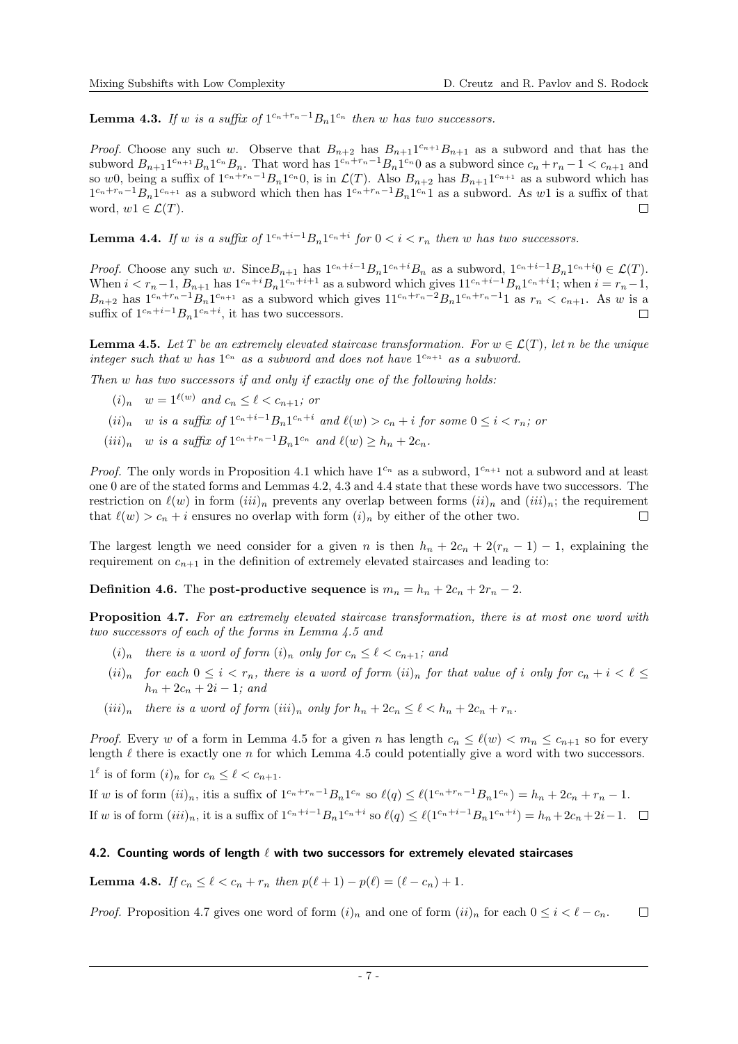**Lemma 4.3.** *If $w$ is a suffix of $1^{c_n+r_n-1}B_n1^{c_n}$ then $w$ has two successors.*

*Proof.* Choose any such $w$. Observe that $B_{n+2}$ has $B_{n+1}1^{c_{n+1}}B_{n+1}$ as a subword and that has the subword $B_{n+1}1^{c_{n+1}}B_n1^{c_n}B_n$. That word has $1^{c_n+r_n-1}B_n1^{c_n}0$ as a subword since $c_n + r_n - 1 < c_{n+1}$ and so $w0$, being a suffix of $1^{c_n+r_n-1}B_n1^{c_n}0$, is in $\mathcal{L}(T)$. Also $B_{n+2}$ has $B_{n+1}1^{c_{n+1}}$ as a subword which has $1^{c_n+r_n-1}B_n1^{c_{n+1}}$ as a subword which then has $1^{c_n+r_n-1}B_n1^{c_n}1$ as a subword. As $w1$ is a suffix of that word, $w1 \in \mathcal{L}(T)$. $\square$

**Lemma 4.4.** *If $w$ is a suffix of $1^{c_n+i-1}B_n1^{c_n+i}$ for $0 < i < r_n$ then $w$ has two successors.*

*Proof.* Choose any such $w$. Since$B_{n+1}$ has $1^{c_n+i-1}B_n1^{c_n+i}B_n$ as a subword, $1^{c_n+i-1}B_n1^{c_n+i}0 \in \mathcal{L}(T)$. When $i < r_n-1$, $B_{n+1}$ has $1^{c_n+i}B_n1^{c_n+i+1}$ as a subword which gives $11^{c_n+i-1}B_n1^{c_n+i}1$; when $i = r_n-1$, $B_{n+2}$ has $1^{c_n+r_n-1}B_n1^{c_{n+1}}$ as a subword which gives $11^{c_n+r_n-2}B_n1^{c_n+r_n-1}1$ as $r_n < c_{n+1}$. As $w$ is a suffix of $1^{c_n+i-1}B_n1^{c_n+i}$, it has two successors. $\square$

**Lemma 4.5.** *Let $T$ be an extremely elevated staircase transformation. For $w \in \mathcal{L}(T)$, let $n$ be the unique integer such that $w$ has $1^{c_n}$ as a subword and does not have $1^{c_{n+1}}$ as a subword.*

*Then $w$ has two successors if and only if exactly one of the following holds:*

- $(i)_n$ $\;w = 1^{\ell(w)}$ *and* $c_n \le \ell < c_{n+1}$*; or*
- $(ii)_n$ $\;w$ *is a suffix of* $1^{c_n+i-1}B_n1^{c_n+i}$ *and* $\ell(w) > c_n + i$ *for some* $0 \le i < r_n$*; or*
- $(iii)_n$ $\;w$ *is a suffix of* $1^{c_n+r_n-1}B_n1^{c_n}$ *and* $\ell(w) \ge h_n + 2c_n$.

*Proof.* The only words in Proposition 4.1 which have $1^{c_n}$ as a subword, $1^{c_{n+1}}$ not a subword and at least one 0 are of the stated forms and Lemmas 4.2, 4.3 and 4.4 state that these words have two successors. The restriction on $\ell(w)$ in form $(iii)_n$ prevents any overlap between forms $(ii)_n$ and $(iii)_n$; the requirement that $\ell(w) > c_n + i$ ensures no overlap with form $(i)_n$ by either of the other two. $\square$

The largest length we need consider for a given $n$ is then $h_n + 2c_n + 2(r_n - 1) - 1$, explaining the requirement on $c_{n+1}$ in the definition of extremely elevated staircases and leading to:

**Definition 4.6.** The **post-productive sequence** is $m_n = h_n + 2c_n + 2r_n - 2$.

**Proposition 4.7.** *For an extremely elevated staircase transformation, there is at most one word with two successors of each of the forms in Lemma 4.5 and*

- $(i)_n$ *there is a word of form* $(i)_n$ *only for* $c_n \le \ell < c_{n+1}$*; and*
- $(ii)_n$ *for each* $0 \le i < r_n$*, there is a word of form* $(ii)_n$ *for that value of* $i$ *only for* $c_n + i < \ell \le h_n + 2c_n + 2i - 1$*; and*
- $(iii)_n$ *there is a word of form* $(iii)_n$ *only for* $h_n + 2c_n \le \ell < h_n + 2c_n + r_n$.

*Proof.* Every $w$ of a form in Lemma 4.5 for a given $n$ has length $c_n \le \ell(w) < m_n \le c_{n+1}$ so for every length $\ell$ there is exactly one $n$ for which Lemma 4.5 could potentially give a word with two successors.

$1^\ell$ is of form $(i)_n$ for $c_n \le \ell < c_{n+1}$.

If $w$ is of form $(ii)_n$, itis a suffix of $1^{c_n+r_n-1}B_n1^{c_n}$ so $\ell(q) \le \ell(1^{c_n+r_n-1}B_n1^{c_n}) = h_n + 2c_n + r_n - 1$.

If $w$ is of form $(iii)_n$, it is a suffix of $1^{c_n+i-1}B_n1^{c_n+i}$ so $\ell(q) \le \ell(1^{c_n+i-1}B_n1^{c_n+i}) = h_n + 2c_n + 2i - 1$. $\square$

#### 4.2. Counting words of length $\ell$ with two successors for extremely elevated staircases

**Lemma 4.8.** *If $c_n \le \ell < c_n + r_n$ then $p(\ell + 1) - p(\ell) = (\ell - c_n) + 1$.*

*Proof.* Proposition 4.7 gives one word of form $(i)_n$ and one of form $(ii)_n$ for each $0 \le i < \ell - c_n$. $\square$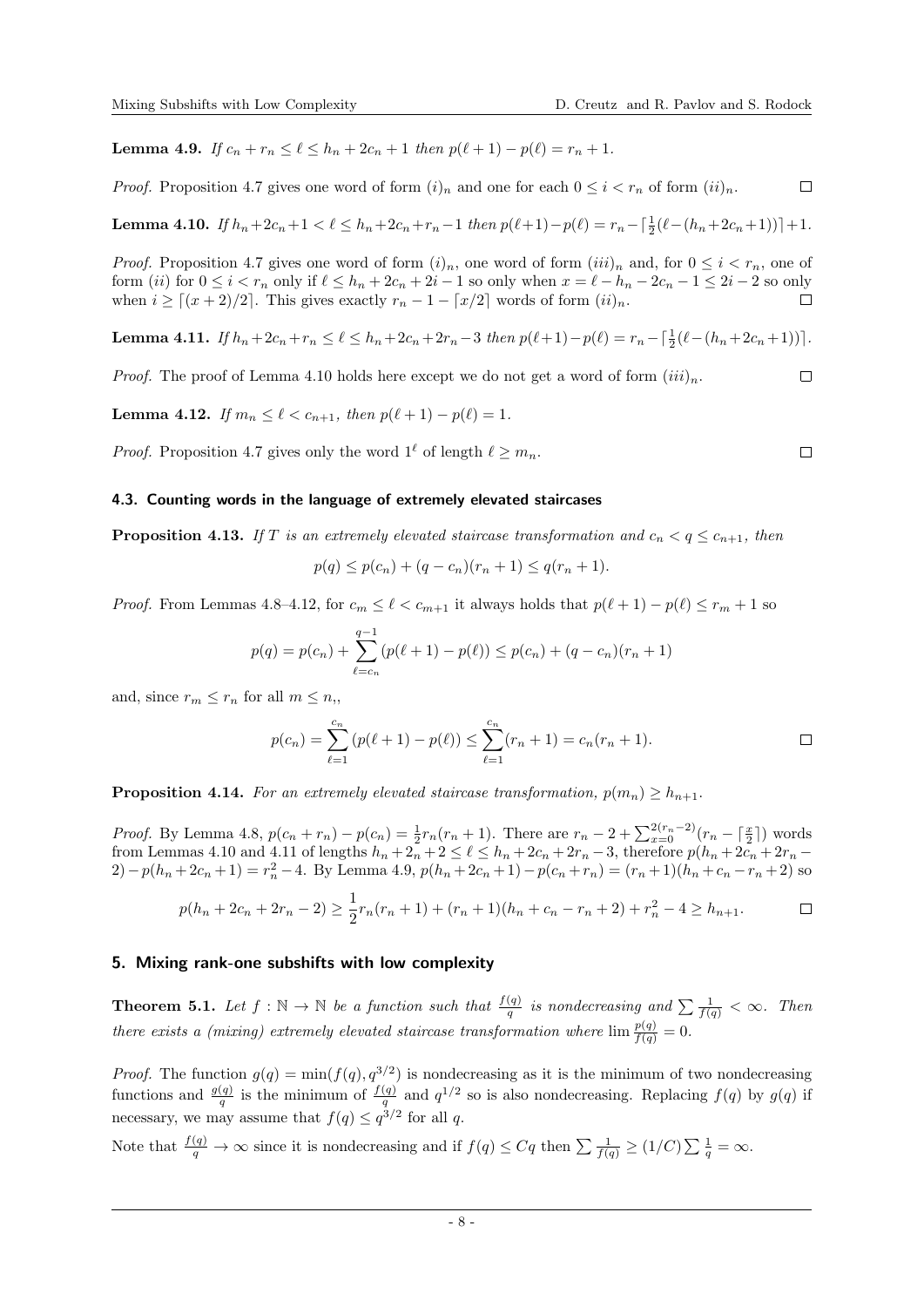**Lemma 4.9.** *If $c_n + r_n \leq \ell \leq h_n + 2c_n + 1$ then $p(\ell+1) - p(\ell) = r_n + 1$.*

*Proof.* Proposition 4.7 gives one word of form $(i)_n$ and one for each $0 \leq i < r_n$ of form $(ii)_n$. □

**Lemma 4.10.** *If $h_n+2c_n+1 < \ell \leq h_n+2c_n+r_n-1$ then $p(\ell+1)-p(\ell) = r_n - \lceil \frac{1}{2}(\ell-(h_n+2c_n+1)) \rceil + 1$.*

*Proof.* Proposition 4.7 gives one word of form $(i)_n$, one word of form $(iii)_n$ and, for $0 \leq i < r_n$, one of form $(ii)$ for $0 \leq i < r_n$ only if $\ell \leq h_n + 2c_n + 2i - 1$ so only when $x = \ell - h_n - 2c_n - 1 \leq 2i - 2$ so only when $i \geq \lceil (x+2)/2 \rceil$. This gives exactly $r_n - 1 - \lceil x/2 \rceil$ words of form $(ii)_n$. □

**Lemma 4.11.** *If $h_n+2c_n+r_n \leq \ell \leq h_n+2c_n+2r_n-3$ then $p(\ell+1)-p(\ell) = r_n - \lceil \frac{1}{2}(\ell-(h_n+2c_n+1)) \rceil$.*

*Proof.* The proof of Lemma 4.10 holds here except we do not get a word of form $(iii)_n$. □

**Lemma 4.12.** *If $m_n \leq \ell < c_{n+1}$, then $p(\ell+1) - p(\ell) = 1$.*

*Proof.* Proposition 4.7 gives only the word $1^\ell$ of length $\ell \geq m_n$. □

### 4.3. Counting words in the language of extremely elevated staircases

**Proposition 4.13.** *If $T$ is an extremely elevated staircase transformation and $c_n < q \leq c_{n+1}$, then*

$$p(q) \leq p(c_n) + (q - c_n)(r_n + 1) \leq q(r_n + 1).$$

*Proof.* From Lemmas 4.8–4.12, for $c_m \leq \ell < c_{m+1}$ it always holds that $p(\ell+1) - p(\ell) \leq r_m + 1$ so

$$p(q) = p(c_n) + \sum_{\ell=c_n}^{q-1} (p(\ell+1) - p(\ell)) \leq p(c_n) + (q - c_n)(r_n + 1)$$

and, since $r_m \leq r_n$ for all $m \leq n$,,

$$p(c_n) = \sum_{\ell=1}^{c_n} (p(\ell+1) - p(\ell)) \leq \sum_{\ell=1}^{c_n} (r_n + 1) = c_n(r_n + 1).$$

□

**Proposition 4.14.** *For an extremely elevated staircase transformation, $p(m_n) \geq h_{n+1}$.*

*Proof.* By Lemma 4.8, $p(c_n + r_n) - p(c_n) = \frac{1}{2} r_n(r_n + 1)$. There are $r_n - 2 + \sum_{x=0}^{2(r_n-2)} (r_n - \lceil \frac{x}{2} \rceil)$ words from Lemmas 4.10 and 4.11 of lengths $h_n + 2_n + 2 \leq \ell \leq h_n + 2c_n + 2r_n - 3$, therefore $p(h_n + 2c_n + 2r_n - 2) - p(h_n + 2c_n + 1) = r_n^2 - 4$. By Lemma 4.9, $p(h_n + 2c_n + 1) - p(c_n + r_n) = (r_n + 1)(h_n + c_n - r_n + 2)$ so

$$p(h_n + 2c_n + 2r_n - 2) \geq \frac{1}{2} r_n(r_n + 1) + (r_n + 1)(h_n + c_n - r_n + 2) + r_n^2 - 4 \geq h_{n+1}.$$

□

## 5. Mixing rank-one subshifts with low complexity

**Theorem 5.1.** *Let $f : \mathbb{N} \to \mathbb{N}$ be a function such that $\frac{f(q)}{q}$ is nondecreasing and $\sum \frac{1}{f(q)} < \infty$. Then there exists a (mixing) extremely elevated staircase transformation where $\lim \frac{p(q)}{f(q)} = 0$.*

*Proof.* The function $g(q) = \min(f(q), q^{3/2})$ is nondecreasing as it is the minimum of two nondecreasing functions and $\frac{g(q)}{q}$ is the minimum of $\frac{f(q)}{q}$ and $q^{1/2}$ so is also nondecreasing. Replacing $f(q)$ by $g(q)$ if necessary, we may assume that $f(q) \leq q^{3/2}$ for all $q$.

Note that $\frac{f(q)}{q} \to \infty$ since it is nondecreasing and if $f(q) \leq Cq$ then $\sum \frac{1}{f(q)} \geq (1/C) \sum \frac{1}{q} = \infty$.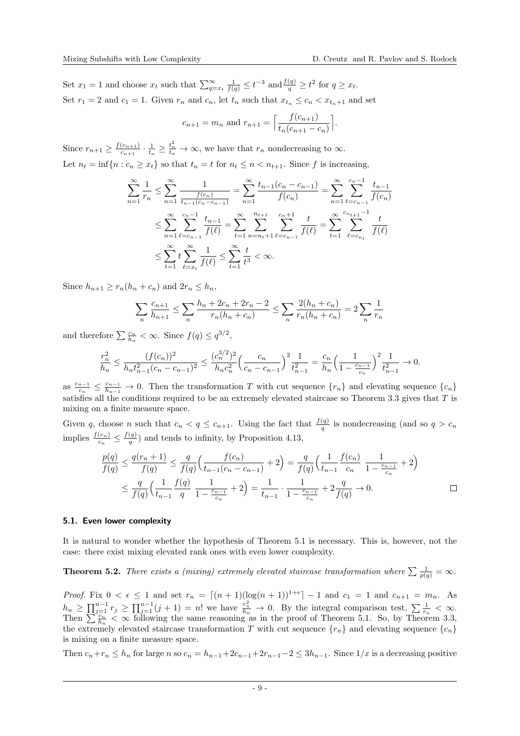Set $x_1 = 1$ and choose $x_t$ such that $\sum_{q=x_t}^{\infty} \frac{1}{f(q)} \leq t^{-3}$ and $\frac{f(q)}{q} \geq t^2$ for $q \geq x_t$.

Set $r_1 = 2$ and $c_1 = 1$. Given $r_n$ and $c_n$, let $t_n$ such that $x_{t_n} \leq c_n < x_{t_n+1}$ and set

$$c_{n+1} = m_n \text{ and } r_{n+1} = \Big\lceil \frac{f(c_{n+1})}{t_n(c_{n+1} - c_n)} \Big\rceil.$$

Since $r_{n+1} \geq \frac{f(c_{n+1})}{c_{n+1}} \cdot \frac{1}{t_n} \geq \frac{t_n^2}{t_n} \to \infty$, we have that $r_n$ nondecreasing to $\infty$.

Let $n_t = \inf\{n : c_n \geq x_t\}$ so that $t_n = t$ for $n_t \leq n < n_{t+1}$. Since $f$ is increasing,

$$\begin{aligned}
\sum_{n=1}^{\infty} \frac{1}{r_n} &\leq \sum_{n=1}^{\infty} \frac{1}{\frac{f(c_n)}{t_{n-1}(c_n - c_{n-1})}} = \sum_{n=1}^{\infty} \frac{t_{n-1}(c_n - c_{n-1})}{f(c_n)} = \sum_{n=1}^{\infty} \sum_{\ell=c_{n-1}}^{c_n - 1} \frac{t_{n-1}}{f(c_n)} \\
&\leq \sum_{n=1}^{\infty} \sum_{\ell=c_{n-1}}^{c_n - 1} \frac{t_{n-1}}{f(\ell)} = \sum_{t=1}^{\infty} \sum_{n=n_t+1}^{n_{t+1}} \sum_{\ell=c_{n-1}}^{c_n+1} \frac{t}{f(\ell)} = \sum_{t=1}^{\infty} \sum_{\ell=c_{n_t}}^{c_{n_{t+1}}-1} \frac{t}{f(\ell)} \\
&\leq \sum_{t=1}^{\infty} t \sum_{\ell=x_t}^{\infty} \frac{1}{f(\ell)} \leq \sum_{t=1}^{\infty} \frac{t}{t^3} < \infty.
\end{aligned}$$

Since $h_{n+1} \geq r_n(h_n + c_n)$ and $2r_n \leq h_n$,

$$\sum_n \frac{c_{n+1}}{h_{n+1}} \leq \sum_n \frac{h_n + 2c_n + 2r_n - 2}{r_n(h_n + c_n)} \leq \sum_n \frac{2(h_n + c_n)}{r_n(h_n + c_n)} = 2 \sum_n \frac{1}{r_n}$$

and therefore $\sum \frac{c_n}{h_n} < \infty$. Since $f(q) \leq q^{3/2}$,

$$\frac{r_n^2}{h_n} \leq \frac{(f(c_n))^2}{h_n t_{n-1}^2 (c_n - c_{n-1})^2} \leq \frac{(c_n^{3/2})^2}{h_n c_n^2} \Big( \frac{c_n}{c_n - c_{n-1}} \Big)^2 \frac{1}{t_{n-1}^2} = \frac{c_n}{h_n} \Big( \frac{1}{1 - \frac{c_{n-1}}{c_n}} \Big)^2 \frac{1}{t_{n-1}^2} \to 0.$$

as $\frac{c_{n-1}}{c_n} \leq \frac{c_{n-1}}{h_{n-1}} \to 0$. Then the transformation $T$ with cut sequence $\{r_n\}$ and elevating sequence $\{c_n\}$ satisfies all the conditions required to be an extremely elevated staircase so Theorem 3.3 gives that $T$ is mixing on a finite measure space.

Given $q$, choose $n$ such that $c_n < q \leq c_{n+1}$. Using the fact that $\frac{f(q)}{q}$ is nondecreasing (and so $q > c_n$ implies $\frac{f(c_n)}{c_n} \leq \frac{f(q)}{q}$) and tends to infinity, by Proposition 4.13,

$$\begin{aligned}
\frac{p(q)}{f(q)} &\leq \frac{q(r_n + 1)}{f(q)} \leq \frac{q}{f(q)} \Big( \frac{f(c_n)}{t_{n-1}(c_n - c_{n-1})} + 2 \Big) = \frac{q}{f(q)} \Big( \frac{1}{t_{n-1}} \frac{f(c_n)}{c_n} \, \frac{1}{1 - \frac{c_{n-1}}{c_n}} + 2 \Big) \\
&\leq \frac{q}{f(q)} \Big( \frac{1}{t_{n-1}} \frac{f(q)}{q} \, \frac{1}{1 - \frac{c_{n-1}}{c_n}} + 2 \Big) = \frac{1}{t_{n-1}} \cdot \frac{1}{1 - \frac{c_{n-1}}{c_n}} + 2 \frac{q}{f(q)} \to 0.
\end{aligned}$$

□

### 5.1. Even lower complexity

It is natural to wonder whether the hypothesis of Theorem 5.1 is necessary. This is, however, not the case: there exist mixing elevated rank ones with even lower complexity.

**Theorem 5.2.** *There exists a (mixing) extremely elevated staircase transformation where $\sum \frac{1}{p(q)} = \infty$.*

*Proof.* Fix $0 < \epsilon \leq 1$ and set $r_n = \lceil (n+1)(\log(n+1))^{1+\epsilon} \rceil - 1$ and $c_1 = 1$ and $c_{n+1} = m_n$. As $h_n \geq \prod_{j=1}^{n-1} r_j \geq \prod_{j=1}^{n-1} (j+1) = n!$ we have $\frac{r_n^2}{h_n} \to 0$. By the integral comparison test, $\sum \frac{1}{r_n} < \infty$. Then $\sum \frac{c_n}{h_n} < \infty$ following the same reasoning as in the proof of Theorem 5.1. So, by Theorem 3.3, the extremely elevated staircase transformation $T$ with cut sequence $\{r_n\}$ and elevating sequence $\{c_n\}$ is mixing on a finite measure space.

Then $c_n + r_n \leq h_n$ for large $n$ so $c_n = h_{n-1} + 2c_{n-1} + 2r_{n-1} - 2 \leq 3h_{n-1}$. Since $1/x$ is a decreasing positive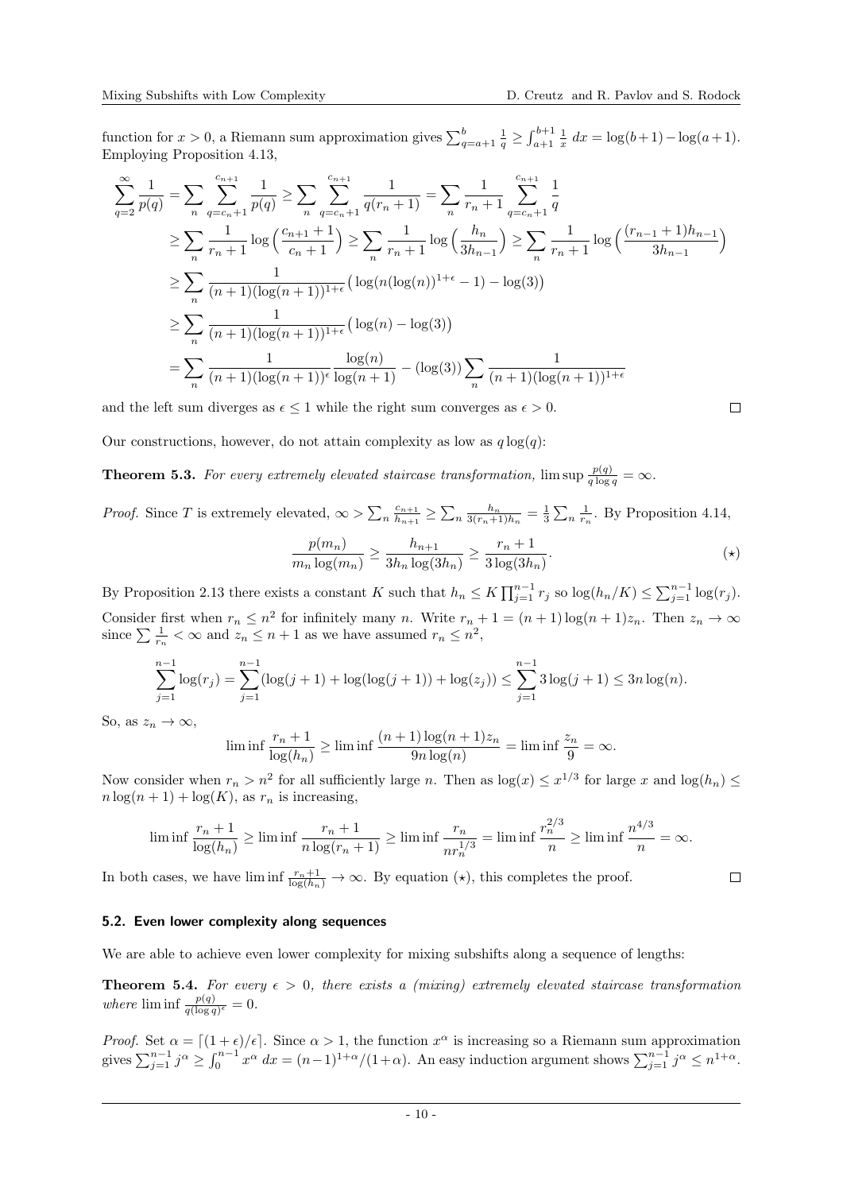function for $x > 0$, a Riemann sum approximation gives $\sum_{q=a+1}^{b} \frac{1}{q} \geq \int_{a+1}^{b+1} \frac{1}{x}\,dx = \log(b+1) - \log(a+1)$. Employing Proposition 4.13,

$$\begin{aligned}
\sum_{q=2}^{\infty} \frac{1}{p(q)} &= \sum_n \sum_{q=c_n+1}^{c_{n+1}} \frac{1}{p(q)} \geq \sum_n \sum_{q=c_n+1}^{c_{n+1}} \frac{1}{q(r_n+1)} = \sum_n \frac{1}{r_n+1} \sum_{q=c_n+1}^{c_{n+1}} \frac{1}{q} \\
&\geq \sum_n \frac{1}{r_n+1} \log\Big(\frac{c_{n+1}+1}{c_n+1}\Big) \geq \sum_n \frac{1}{r_n+1} \log\Big(\frac{h_n}{3h_{n-1}}\Big) \geq \sum_n \frac{1}{r_n+1} \log\Big(\frac{(r_{n-1}+1)h_{n-1}}{3h_{n-1}}\Big) \\
&\geq \sum_n \frac{1}{(n+1)(\log(n+1))^{1+\epsilon}} \big(\log(n(\log(n))^{1+\epsilon} - 1) - \log(3)\big) \\
&\geq \sum_n \frac{1}{(n+1)(\log(n+1))^{1+\epsilon}} \big(\log(n) - \log(3)\big) \\
&= \sum_n \frac{1}{(n+1)(\log(n+1))^{\epsilon}} \frac{\log(n)}{\log(n+1)} - (\log(3)) \sum_n \frac{1}{(n+1)(\log(n+1))^{1+\epsilon}}
\end{aligned}$$

and the left sum diverges as $\epsilon \leq 1$ while the right sum converges as $\epsilon > 0$. □

Our constructions, however, do not attain complexity as low as $q \log(q)$:

**Theorem 5.3.** *For every extremely elevated staircase transformation,* $\limsup \frac{p(q)}{q \log q} = \infty$.

*Proof.* Since $T$ is extremely elevated, $\infty > \sum_n \frac{c_{n+1}}{h_{n+1}} \geq \sum_n \frac{h_n}{3(r_n+1)h_n} = \frac{1}{3} \sum_n \frac{1}{r_n}$. By Proposition 4.14,

$$\frac{p(m_n)}{m_n \log(m_n)} \geq \frac{h_{n+1}}{3h_n \log(3h_n)} \geq \frac{r_n+1}{3\log(3h_n)}. \qquad (\star)$$

By Proposition 2.13 there exists a constant $K$ such that $h_n \leq K \prod_{j=1}^{n-1} r_j$ so $\log(h_n/K) \leq \sum_{j=1}^{n-1} \log(r_j)$.

Consider first when $r_n \leq n^2$ for infinitely many $n$. Write $r_n + 1 = (n+1)\log(n+1) z_n$. Then $z_n \to \infty$ since $\sum \frac{1}{r_n} < \infty$ and $z_n \leq n+1$ as we have assumed $r_n \leq n^2$,

$$\sum_{j=1}^{n-1} \log(r_j) = \sum_{j=1}^{n-1} (\log(j+1) + \log(\log(j+1)) + \log(z_j)) \leq \sum_{j=1}^{n-1} 3\log(j+1) \leq 3n\log(n).$$

So, as $z_n \to \infty$,

$$\liminf \frac{r_n+1}{\log(h_n)} \geq \liminf \frac{(n+1)\log(n+1)z_n}{9n\log(n)} = \liminf \frac{z_n}{9} = \infty.$$

Now consider when $r_n > n^2$ for all sufficiently large $n$. Then as $\log(x) \leq x^{1/3}$ for large $x$ and $\log(h_n) \leq n\log(n+1) + \log(K)$, as $r_n$ is increasing,

$$\liminf \frac{r_n+1}{\log(h_n)} \geq \liminf \frac{r_n+1}{n\log(r_n+1)} \geq \liminf \frac{r_n}{n r_n^{1/3}} = \liminf \frac{r_n^{2/3}}{n} \geq \liminf \frac{n^{4/3}}{n} = \infty.$$

In both cases, we have $\liminf \frac{r_n+1}{\log(h_n)} \to \infty$. By equation $(\star)$, this completes the proof. □

### 5.2. Even lower complexity along sequences

We are able to achieve even lower complexity for mixing subshifts along a sequence of lengths:

**Theorem 5.4.** *For every $\epsilon > 0$, there exists a (mixing) extremely elevated staircase transformation where* $\liminf \frac{p(q)}{q(\log q)^{\epsilon}} = 0$.

*Proof.* Set $\alpha = \lceil (1+\epsilon)/\epsilon \rceil$. Since $\alpha > 1$, the function $x^{\alpha}$ is increasing so a Riemann sum approximation gives $\sum_{j=1}^{n-1} j^{\alpha} \geq \int_0^{n-1} x^{\alpha}\,dx = (n-1)^{1+\alpha}/(1+\alpha)$. An easy induction argument shows $\sum_{j=1}^{n-1} j^{\alpha} \leq n^{1+\alpha}$.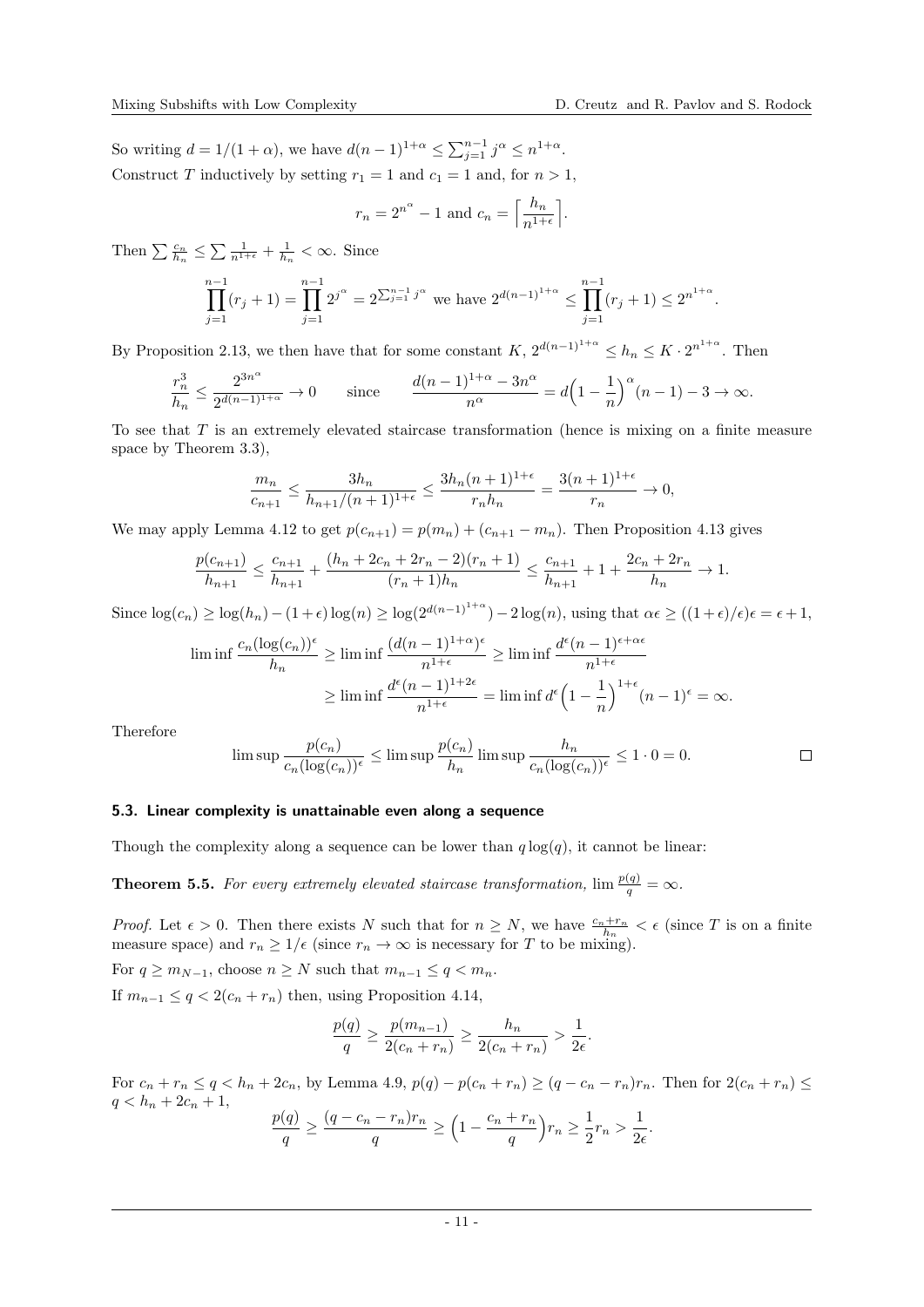So writing $d = 1/(1+\alpha)$, we have $d(n-1)^{1+\alpha} \leq \sum_{j=1}^{n-1} j^\alpha \leq n^{1+\alpha}$.

Construct $T$ inductively by setting $r_1 = 1$ and $c_1 = 1$ and, for $n > 1$,

$$r_n = 2^{n^\alpha} - 1 \text{ and } c_n = \left\lceil \frac{h_n}{n^{1+\epsilon}} \right\rceil.$$

Then $\sum \frac{c_n}{h_n} \leq \sum \frac{1}{n^{1+\epsilon}} + \frac{1}{h_n} < \infty$. Since

$$\prod_{j=1}^{n-1}(r_j+1) = \prod_{j=1}^{n-1} 2^{j^\alpha} = 2^{\sum_{j=1}^{n-1} j^\alpha} \text{ we have } 2^{d(n-1)^{1+\alpha}} \leq \prod_{j=1}^{n-1}(r_j+1) \leq 2^{n^{1+\alpha}}.$$

By Proposition 2.13, we then have that for some constant $K$, $2^{d(n-1)^{1+\alpha}} \leq h_n \leq K \cdot 2^{n^{1+\alpha}}$. Then

$$\frac{r_n^3}{h_n} \leq \frac{2^{3n^\alpha}}{2^{d(n-1)^{1+\alpha}}} \to 0 \qquad \text{since} \qquad \frac{d(n-1)^{1+\alpha} - 3n^\alpha}{n^\alpha} = d\Big(1 - \frac{1}{n}\Big)^\alpha (n-1) - 3 \to \infty.$$

To see that $T$ is an extremely elevated staircase transformation (hence is mixing on a finite measure space by Theorem 3.3),

$$\frac{m_n}{c_{n+1}} \leq \frac{3h_n}{h_{n+1}/(n+1)^{1+\epsilon}} \leq \frac{3h_n(n+1)^{1+\epsilon}}{r_n h_n} = \frac{3(n+1)^{1+\epsilon}}{r_n} \to 0,$$

We may apply Lemma 4.12 to get $p(c_{n+1}) = p(m_n) + (c_{n+1} - m_n)$. Then Proposition 4.13 gives

$$\frac{p(c_{n+1})}{h_{n+1}} \leq \frac{c_{n+1}}{h_{n+1}} + \frac{(h_n + 2c_n + 2r_n - 2)(r_n+1)}{(r_n+1)h_n} \leq \frac{c_{n+1}}{h_{n+1}} + 1 + \frac{2c_n + 2r_n}{h_n} \to 1.$$

Since $\log(c_n) \geq \log(h_n) - (1+\epsilon)\log(n) \geq \log(2^{d(n-1)^{1+\alpha}}) - 2\log(n)$, using that $\alpha\epsilon \geq ((1+\epsilon)/\epsilon)\epsilon = \epsilon + 1$,

$$\begin{aligned}
\liminf \frac{c_n(\log(c_n))^\epsilon}{h_n} &\geq \liminf \frac{(d(n-1)^{1+\alpha})^\epsilon}{n^{1+\epsilon}} \geq \liminf \frac{d^\epsilon (n-1)^{\epsilon+\alpha\epsilon}}{n^{1+\epsilon}} \\
&\geq \liminf \frac{d^\epsilon(n-1)^{1+2\epsilon}}{n^{1+\epsilon}} = \liminf d^\epsilon \Big(1 - \frac{1}{n}\Big)^{1+\epsilon}(n-1)^\epsilon = \infty.
\end{aligned}$$

Therefore

$$\limsup \frac{p(c_n)}{c_n(\log(c_n))^\epsilon} \leq \limsup \frac{p(c_n)}{h_n} \limsup \frac{h_n}{c_n(\log(c_n))^\epsilon} \leq 1 \cdot 0 = 0. \qquad \square$$

### 5.3. Linear complexity is unattainable even along a sequence

Though the complexity along a sequence can be lower than $q\log(q)$, it cannot be linear:

**Theorem 5.5.** *For every extremely elevated staircase transformation,* $\lim \frac{p(q)}{q} = \infty$.

*Proof.* Let $\epsilon > 0$. Then there exists $N$ such that for $n \geq N$, we have $\frac{c_n + r_n}{h_n} < \epsilon$ (since $T$ is on a finite measure space) and $r_n \geq 1/\epsilon$ (since $r_n \to \infty$ is necessary for $T$ to be mixing).

For $q \geq m_{N-1}$, choose $n \geq N$ such that $m_{n-1} \leq q < m_n$.

If $m_{n-1} \leq q < 2(c_n + r_n)$ then, using Proposition 4.14,

$$\frac{p(q)}{q} \geq \frac{p(m_{n-1})}{2(c_n + r_n)} \geq \frac{h_n}{2(c_n + r_n)} > \frac{1}{2\epsilon}.$$

For $c_n + r_n \leq q < h_n + 2c_n$, by Lemma 4.9, $p(q) - p(c_n + r_n) \geq (q - c_n - r_n)r_n$. Then for $2(c_n + r_n) \leq q < h_n + 2c_n + 1$,

$$\frac{p(q)}{q} \geq \frac{(q - c_n - r_n)r_n}{q} \geq \Big(1 - \frac{c_n + r_n}{q}\Big)r_n \geq \frac{1}{2}r_n > \frac{1}{2\epsilon}.$$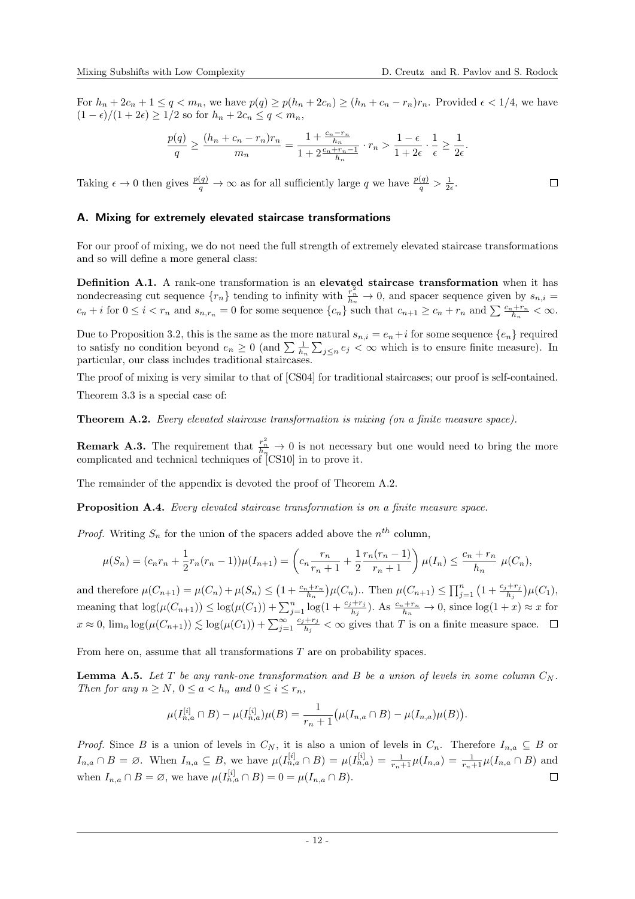For $h_n + 2c_n + 1 \leq q < m_n$, we have $p(q) \geq p(h_n + 2c_n) \geq (h_n + c_n - r_n)r_n$. Provided $\epsilon < 1/4$, we have $(1-\epsilon)/(1+2\epsilon) \geq 1/2$ so for $h_n + 2c_n \leq q < m_n$,

$$\frac{p(q)}{q} \geq \frac{(h_n + c_n - r_n)r_n}{m_n} = \frac{1 + \frac{c_n - r_n}{h_n}}{1 + 2\frac{c_n + r_n - 1}{h_n}} \cdot r_n > \frac{1-\epsilon}{1+2\epsilon} \cdot \frac{1}{\epsilon} \geq \frac{1}{2\epsilon}.$$

Taking $\epsilon \to 0$ then gives $\frac{p(q)}{q} \to \infty$ as for all sufficiently large $q$ we have $\frac{p(q)}{q} > \frac{1}{2\epsilon}$. $\square$

## A. Mixing for extremely elevated staircase transformations

For our proof of mixing, we do not need the full strength of extremely elevated staircase transformations and so will define a more general class:

**Definition A.1.** A rank-one transformation is an **elevated staircase transformation** when it has nondecreasing cut sequence $\{r_n\}$ tending to infinity with $\frac{r_n^2}{h_n} \to 0$, and spacer sequence given by $s_{n,i} = c_n + i$ for $0 \leq i < r_n$ and $s_{n,r_n} = 0$ for some sequence $\{c_n\}$ such that $c_{n+1} \geq c_n + r_n$ and $\sum \frac{c_n + r_n}{h_n} < \infty$.

Due to Proposition 3.2, this is the same as the more natural $s_{n,i} = e_n + i$ for some sequence $\{e_n\}$ required to satisfy no condition beyond $e_n \geq 0$ (and $\sum \frac{1}{h_n} \sum_{j \leq n} e_j < \infty$ which is to ensure finite measure). In particular, our class includes traditional staircases.

The proof of mixing is very similar to that of [CS04] for traditional staircases; our proof is self-contained.

Theorem 3.3 is a special case of:

**Theorem A.2.** *Every elevated staircase transformation is mixing (on a finite measure space).*

**Remark A.3.** The requirement that $\frac{r_n^2}{h_n} \to 0$ is not necessary but one would need to bring the more complicated and technical techniques of [CS10] in to prove it.

The remainder of the appendix is devoted the proof of Theorem A.2.

**Proposition A.4.** *Every elevated staircase transformation is on a finite measure space.*

*Proof.* Writing $S_n$ for the union of the spacers added above the $n^{th}$ column,

$$\mu(S_n) = (c_n r_n + \frac{1}{2} r_n(r_n - 1))\mu(I_{n+1}) = \left(c_n \frac{r_n}{r_n + 1} + \frac{1}{2}\frac{r_n(r_n-1)}{r_n+1}\right)\mu(I_n) \leq \frac{c_n + r_n}{h_n}\ \mu(C_n),$$

and therefore $\mu(C_{n+1}) = \mu(C_n) + \mu(S_n) \leq \big(1 + \frac{c_n + r_n}{h_n}\big)\mu(C_n)$.. Then $\mu(C_{n+1}) \leq \prod_{j=1}^{n}\big(1 + \frac{c_j + r_j}{h_j}\big)\mu(C_1)$, meaning that $\log(\mu(C_{n+1})) \leq \log(\mu(C_1)) + \sum_{j=1}^{n} \log(1 + \frac{c_j + r_j}{h_j})$. As $\frac{c_n + r_n}{h_n} \to 0$, since $\log(1+x) \approx x$ for $x \approx 0$, $\lim_n \log(\mu(C_{n+1})) \lesssim \log(\mu(C_1)) + \sum_{j=1}^{\infty} \frac{c_j + r_j}{h_j} < \infty$ gives that $T$ is on a finite measure space. $\square$

From here on, assume that all transformations $T$ are on probability spaces.

**Lemma A.5.** *Let $T$ be any rank-one transformation and $B$ be a union of levels in some column $C_N$. Then for any $n \geq N$, $0 \leq a < h_n$ and $0 \leq i \leq r_n$,*

$$\mu(I_{n,a}^{[i]} \cap B) - \mu(I_{n,a}^{[i]})\mu(B) = \frac{1}{r_n + 1}\big(\mu(I_{n,a} \cap B) - \mu(I_{n,a})\mu(B)\big).$$

*Proof.* Since $B$ is a union of levels in $C_N$, it is also a union of levels in $C_n$. Therefore $I_{n,a} \subseteq B$ or $I_{n,a} \cap B = \varnothing$. When $I_{n,a} \subseteq B$, we have $\mu(I_{n,a}^{[i]} \cap B) = \mu(I_{n,a}^{[i]}) = \frac{1}{r_n+1}\mu(I_{n,a}) = \frac{1}{r_n+1}\mu(I_{n,a} \cap B)$ and when $I_{n,a} \cap B = \varnothing$, we have $\mu(I_{n,a}^{[i]} \cap B) = 0 = \mu(I_{n,a} \cap B)$. $\square$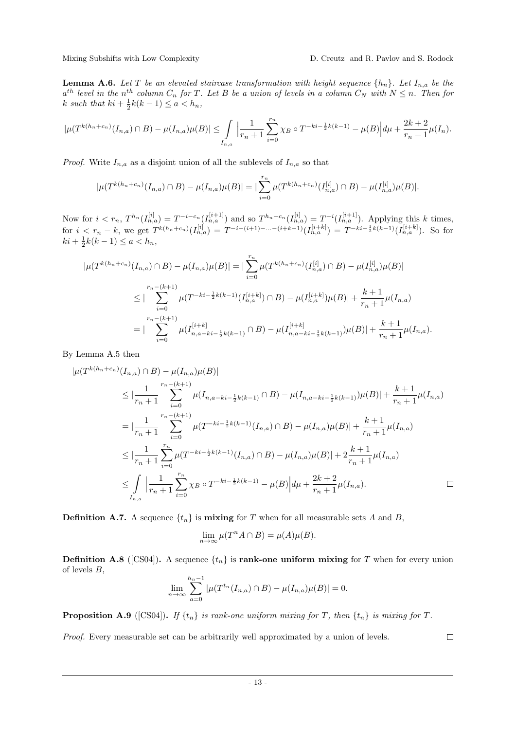**Lemma A.6.** *Let $T$ be an elevated staircase transformation with height sequence $\{h_n\}$. Let $I_{n,a}$ be the $a^{th}$ level in the $n^{th}$ column $C_n$ for $T$. Let $B$ be a union of levels in a column $C_N$ with $N \leq n$. Then for $k$ such that $ki + \frac{1}{2}k(k-1) \leq a < h_n$,*

$$|\mu(T^{k(h_n+c_n)}(I_{n,a}) \cap B) - \mu(I_{n,a})\mu(B)| \leq \int_{I_{n,a}} \Big|\frac{1}{r_n+1}\sum_{i=0}^{r_n} \chi_B \circ T^{-ki-\frac{1}{2}k(k-1)} - \mu(B)\Big| d\mu + \frac{2k+2}{r_n+1}\mu(I_n).$$

*Proof.* Write $I_{n,a}$ as a disjoint union of all the sublevels of $I_{n,a}$ so that

$$|\mu(T^{k(h_n+c_n)}(I_{n,a}) \cap B) - \mu(I_{n,a})\mu(B)| = |\sum_{i=0}^{r_n} \mu(T^{k(h_n+c_n)}(I_{n,a}^{[i]}) \cap B) - \mu(I_{n,a}^{[i]})\mu(B)|.$$

Now for $i < r_n$, $T^{h_n}(I_{n,a}^{[i]}) = T^{-i-c_n}(I_{n,a}^{[i+1]})$ and so $T^{h_n+c_n}(I_{n,a}^{[i]}) = T^{-i}(I_{n,a}^{[i+1]})$. Applying this $k$ times, for $i < r_n - k$, we get $T^{k(h_n+c_n)}(I_{n,a}^{[i]}) = T^{-i-(i+1)-\ldots-(i+k-1)}(I_{n,a}^{[i+k]}) = T^{-ki-\frac{1}{2}k(k-1)}(I_{n,a}^{[i+k]})$. So for $ki + \frac{1}{2}k(k-1) \leq a < h_n$,

$$\begin{aligned}
|\mu(T^{k(h_n+c_n)}(I_{n,a}) \cap B) - \mu(I_{n,a})\mu(B)| &= |\sum_{i=0}^{r_n} \mu(T^{k(h_n+c_n)}(I_{n,a}^{[i]}) \cap B) - \mu(I_{n,a}^{[i]})\mu(B)| \\
&\leq |\sum_{i=0}^{r_n-(k+1)} \mu(T^{-ki-\frac{1}{2}k(k-1)}(I_{n,a}^{[i+k]}) \cap B) - \mu(I_{n,a}^{[i+k]})\mu(B)| + \frac{k+1}{r_n+1}\mu(I_{n,a}) \\
&= |\sum_{i=0}^{r_n-(k+1)} \mu(I_{n,a-ki-\frac{1}{2}k(k-1)}^{[i+k]} \cap B) - \mu(I_{n,a-ki-\frac{1}{2}k(k-1)}^{[i+k]})\mu(B)| + \frac{k+1}{r_n+1}\mu(I_{n,a}).
\end{aligned}$$

By Lemma A.5 then

$$\begin{aligned}
&|\mu(T^{k(h_n+c_n)}(I_{n,a}) \cap B) - \mu(I_{n,a})\mu(B)| \\
&\leq |\frac{1}{r_n+1}\sum_{i=0}^{r_n-(k+1)} \mu(I_{n,a-ki-\frac{1}{2}k(k-1)} \cap B) - \mu(I_{n,a-ki-\frac{1}{2}k(k-1)})\mu(B)| + \frac{k+1}{r_n+1}\mu(I_{n,a}) \\
&= |\frac{1}{r_n+1}\sum_{i=0}^{r_n-(k+1)} \mu(T^{-ki-\frac{1}{2}k(k-1)}(I_{n,a}) \cap B) - \mu(I_{n,a})\mu(B)| + \frac{k+1}{r_n+1}\mu(I_{n,a}) \\
&\leq |\frac{1}{r_n+1}\sum_{i=0}^{r_n} \mu(T^{-ki-\frac{1}{2}k(k-1)}(I_{n,a}) \cap B) - \mu(I_{n,a})\mu(B)| + 2\frac{k+1}{r_n+1}\mu(I_{n,a}) \\
&\leq \int_{I_{n,a}} \Big|\frac{1}{r_n+1}\sum_{i=0}^{r_n} \chi_B \circ T^{-ki-\frac{1}{2}k(k-1)} - \mu(B)\Big| d\mu + \frac{2k+2}{r_n+1}\mu(I_{n,a}).
\end{aligned}$$

$\square$

**Definition A.7.** A sequence $\{t_n\}$ is **mixing** for $T$ when for all measurable sets $A$ and $B$,

$$\lim_{n\to\infty} \mu(T^n A \cap B) = \mu(A)\mu(B).$$

**Definition A.8** ([CS04])**.** A sequence $\{t_n\}$ is **rank-one uniform mixing** for $T$ when for every union of levels $B$,

$$\lim_{n\to\infty} \sum_{a=0}^{h_n-1} |\mu(T^{t_n}(I_{n,a}) \cap B) - \mu(I_{n,a})\mu(B)| = 0.$$

**Proposition A.9** ([CS04])**.** *If $\{t_n\}$ is rank-one uniform mixing for $T$, then $\{t_n\}$ is mixing for $T$.*

*Proof.* Every measurable set can be arbitrarily well approximated by a union of levels. $\square$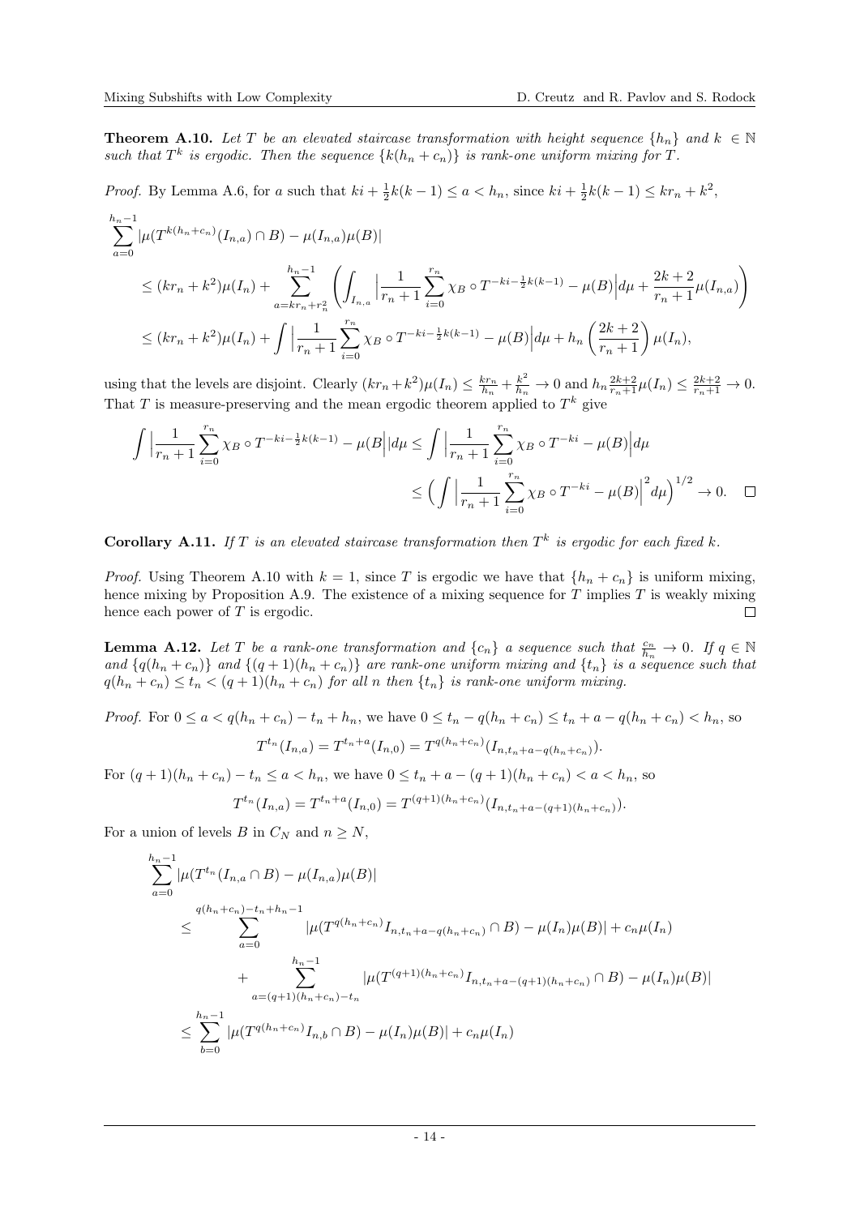**Theorem A.10.** *Let $T$ be an elevated staircase transformation with height sequence $\{h_n\}$ and $k \in \mathbb{N}$ such that $T^k$ is ergodic. Then the sequence $\{k(h_n + c_n)\}$ is rank-one uniform mixing for $T$.*

*Proof.* By Lemma A.6, for $a$ such that $ki + \frac{1}{2}k(k-1) \leq a < h_n$, since $ki + \frac{1}{2}k(k-1) \leq kr_n + k^2$,

$$
\begin{aligned}
&\sum_{a=0}^{h_n-1} |\mu(T^{k(h_n+c_n)}(I_{n,a}) \cap B) - \mu(I_{n,a})\mu(B)| \\
&\quad \leq (kr_n + k^2)\mu(I_n) + \sum_{a=kr_n+r_n^2}^{h_n-1} \left( \int_{I_{n,a}} \Big| \frac{1}{r_n+1} \sum_{i=0}^{r_n} \chi_B \circ T^{-ki-\frac{1}{2}k(k-1)} - \mu(B) \Big| d\mu + \frac{2k+2}{r_n+1}\mu(I_{n,a}) \right) \\
&\quad \leq (kr_n + k^2)\mu(I_n) + \int \Big| \frac{1}{r_n+1} \sum_{i=0}^{r_n} \chi_B \circ T^{-ki-\frac{1}{2}k(k-1)} - \mu(B) \Big| d\mu + h_n \left( \frac{2k+2}{r_n+1} \right) \mu(I_n),
\end{aligned}
$$

using that the levels are disjoint. Clearly $(kr_n + k^2)\mu(I_n) \leq \frac{kr_n}{h_n} + \frac{k^2}{h_n} \to 0$ and $h_n \frac{2k+2}{r_n+1}\mu(I_n) \leq \frac{2k+2}{r_n+1} \to 0$. That $T$ is measure-preserving and the mean ergodic theorem applied to $T^k$ give

$$
\begin{aligned}
\int \Big| \frac{1}{r_n+1} \sum_{i=0}^{r_n} \chi_B \circ T^{-ki-\frac{1}{2}k(k-1)} - \mu(B \Big| |d\mu &\leq \int \Big| \frac{1}{r_n+1} \sum_{i=0}^{r_n} \chi_B \circ T^{-ki} - \mu(B) \Big| d\mu \\
&\leq \Big( \int \Big| \frac{1}{r_n+1} \sum_{i=0}^{r_n} \chi_B \circ T^{-ki} - \mu(B) \Big|^2 d\mu \Big)^{1/2} \to 0. \quad \square
\end{aligned}
$$

**Corollary A.11.** *If $T$ is an elevated staircase transformation then $T^k$ is ergodic for each fixed $k$.*

*Proof.* Using Theorem A.10 with $k = 1$, since $T$ is ergodic we have that $\{h_n + c_n\}$ is uniform mixing, hence mixing by Proposition A.9. The existence of a mixing sequence for $T$ implies $T$ is weakly mixing hence each power of $T$ is ergodic. $\square$

**Lemma A.12.** *Let $T$ be a rank-one transformation and $\{c_n\}$ a sequence such that $\frac{c_n}{h_n} \to 0$. If $q \in \mathbb{N}$ and $\{q(h_n + c_n)\}$ and $\{(q+1)(h_n + c_n)\}$ are rank-one uniform mixing and $\{t_n\}$ is a sequence such that $q(h_n + c_n) \leq t_n < (q+1)(h_n + c_n)$ for all $n$ then $\{t_n\}$ is rank-one uniform mixing.*

*Proof.* For $0 \leq a < q(h_n + c_n) - t_n + h_n$, we have $0 \leq t_n - q(h_n + c_n) \leq t_n + a - q(h_n + c_n) < h_n$, so

$$T^{t_n}(I_{n,a}) = T^{t_n+a}(I_{n,0}) = T^{q(h_n+c_n)}(I_{n,t_n+a-q(h_n+c_n)}).$$

For $(q+1)(h_n + c_n) - t_n \leq a < h_n$, we have $0 \leq t_n + a - (q+1)(h_n + c_n) < a < h_n$, so

$$T^{t_n}(I_{n,a}) = T^{t_n+a}(I_{n,0}) = T^{(q+1)(h_n+c_n)}(I_{n,t_n+a-(q+1)(h_n+c_n)}).$$

For a union of levels $B$ in $C_N$ and $n \geq N$,

$$
\begin{aligned}
&\sum_{a=0}^{h_n-1} |\mu(T^{t_n}(I_{n,a} \cap B) - \mu(I_{n,a})\mu(B)| \\
&\quad \leq \sum_{a=0}^{q(h_n+c_n)-t_n+h_n-1} |\mu(T^{q(h_n+c_n)} I_{n,t_n+a-q(h_n+c_n)} \cap B) - \mu(I_n)\mu(B)| + c_n\mu(I_n) \\
&\qquad + \sum_{a=(q+1)(h_n+c_n)-t_n}^{h_n-1} |\mu(T^{(q+1)(h_n+c_n)} I_{n,t_n+a-(q+1)(h_n+c_n)} \cap B) - \mu(I_n)\mu(B)| \\
&\quad \leq \sum_{b=0}^{h_n-1} |\mu(T^{q(h_n+c_n)} I_{n,b} \cap B) - \mu(I_n)\mu(B)| + c_n\mu(I_n)
\end{aligned}
$$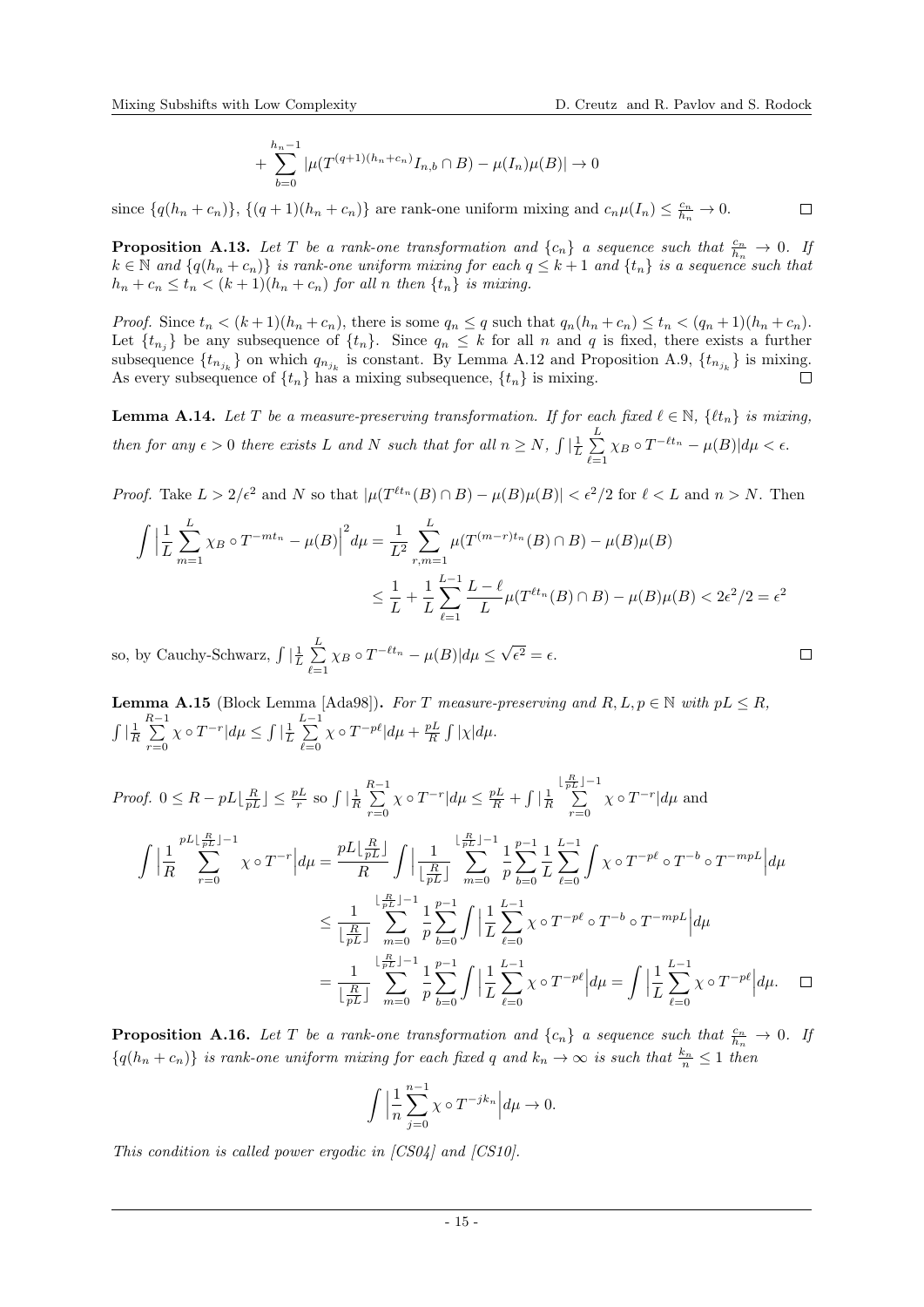$$+\sum_{b=0}^{h_n-1}|\mu(T^{(q+1)(h_n+c_n)}I_{n,b}\cap B)-\mu(I_n)\mu(B)|\to 0$$

since $\{q(h_n+c_n)\}$, $\{(q+1)(h_n+c_n)\}$ are rank-one uniform mixing and $c_n\mu(I_n)\leq \frac{c_n}{h_n}\to 0$. □

**Proposition A.13.** *Let $T$ be a rank-one transformation and $\{c_n\}$ a sequence such that $\frac{c_n}{h_n}\to 0$. If $k\in\mathbb{N}$ and $\{q(h_n+c_n)\}$ is rank-one uniform mixing for each $q\leq k+1$ and $\{t_n\}$ is a sequence such that $h_n+c_n\leq t_n<(k+1)(h_n+c_n)$ for all $n$ then $\{t_n\}$ is mixing.*

*Proof.* Since $t_n<(k+1)(h_n+c_n)$, there is some $q_n\leq q$ such that $q_n(h_n+c_n)\leq t_n<(q_n+1)(h_n+c_n)$. Let $\{t_{n_j}\}$ be any subsequence of $\{t_n\}$. Since $q_n\leq k$ for all $n$ and $q$ is fixed, there exists a further subsequence $\{t_{n_{j_k}}\}$ on which $q_{n_{j_k}}$ is constant. By Lemma A.12 and Proposition A.9, $\{t_{n_{j_k}}\}$ is mixing. As every subsequence of $\{t_n\}$ has a mixing subsequence, $\{t_n\}$ is mixing. □

**Lemma A.14.** *Let $T$ be a measure-preserving transformation. If for each fixed $\ell\in\mathbb{N}$, $\{\ell t_n\}$ is mixing, then for any $\epsilon>0$ there exists $L$ and $N$ such that for all $n\geq N$, $\int|\frac{1}{L}\sum_{\ell=1}^{L}\chi_B\circ T^{-\ell t_n}-\mu(B)|d\mu<\epsilon$.*

*Proof.* Take $L>2/\epsilon^2$ and $N$ so that $|\mu(T^{\ell t_n}(B)\cap B)-\mu(B)\mu(B)|<\epsilon^2/2$ for $\ell<L$ and $n>N$. Then

$$\begin{aligned}\int\Big|\frac{1}{L}\sum_{m=1}^{L}\chi_B\circ T^{-mt_n}-\mu(B)\Big|^2d\mu&=\frac{1}{L^2}\sum_{r,m=1}^{L}\mu(T^{(m-r)t_n}(B)\cap B)-\mu(B)\mu(B)\\&\leq\frac{1}{L}+\frac{1}{L}\sum_{\ell=1}^{L-1}\frac{L-\ell}{L}\mu(T^{\ell t_n}(B)\cap B)-\mu(B)\mu(B)<2\epsilon^2/2=\epsilon^2\end{aligned}$$

so, by Cauchy-Schwarz, $\int|\frac{1}{L}\sum_{\ell=1}^{L}\chi_B\circ T^{-\ell t_n}-\mu(B)|d\mu\leq\sqrt{\epsilon^2}=\epsilon$. □

**Lemma A.15** (Block Lemma [Ada98])**.** *For $T$ measure-preserving and $R,L,p\in\mathbb{N}$ with $pL\leq R$, $\int|\frac{1}{R}\sum_{r=0}^{R-1}\chi\circ T^{-r}|d\mu\leq\int|\frac{1}{L}\sum_{\ell=0}^{L-1}\chi\circ T^{-p\ell}|d\mu+\frac{pL}{R}\int|\chi|d\mu$.*

*Proof.* $0\leq R-pL\lfloor\frac{R}{pL}\rfloor\leq\frac{pL}{r}$ so $\int|\frac{1}{R}\sum_{r=0}^{R-1}\chi\circ T^{-r}|d\mu\leq\frac{pL}{R}+\int|\frac{1}{R}\sum_{r=0}^{\lfloor\frac{R}{pL}\rfloor-1}\chi\circ T^{-r}|d\mu$ and

$$\begin{aligned}\int\Big|\frac{1}{R}\sum_{r=0}^{pL\lfloor\frac{R}{pL}\rfloor-1}\chi\circ T^{-r}\Big|d\mu&=\frac{pL\lfloor\frac{R}{pL}\rfloor}{R}\int\Big|\frac{1}{\lfloor\frac{R}{pL}\rfloor}\sum_{m=0}^{\lfloor\frac{R}{pL}\rfloor-1}\frac{1}{p}\sum_{b=0}^{p-1}\frac{1}{L}\sum_{\ell=0}^{L-1}\int\chi\circ T^{-p\ell}\circ T^{-b}\circ T^{-mpL}\Big|d\mu\\&\leq\frac{1}{\lfloor\frac{R}{pL}\rfloor}\sum_{m=0}^{\lfloor\frac{R}{pL}\rfloor-1}\frac{1}{p}\sum_{b=0}^{p-1}\int\Big|\frac{1}{L}\sum_{\ell=0}^{L-1}\chi\circ T^{-p\ell}\circ T^{-b}\circ T^{-mpL}\Big|d\mu\\&=\frac{1}{\lfloor\frac{R}{pL}\rfloor}\sum_{m=0}^{\lfloor\frac{R}{pL}\rfloor-1}\frac{1}{p}\sum_{b=0}^{p-1}\int\Big|\frac{1}{L}\sum_{\ell=0}^{L-1}\chi\circ T^{-p\ell}\Big|d\mu=\int\Big|\frac{1}{L}\sum_{\ell=0}^{L-1}\chi\circ T^{-p\ell}\Big|d\mu.\end{aligned}$$
□

**Proposition A.16.** *Let $T$ be a rank-one transformation and $\{c_n\}$ a sequence such that $\frac{c_n}{h_n}\to 0$. If $\{q(h_n+c_n)\}$ is rank-one uniform mixing for each fixed $q$ and $k_n\to\infty$ is such that $\frac{k_n}{n}\leq 1$ then*

$$\int\Big|\frac{1}{n}\sum_{j=0}^{n-1}\chi\circ T^{-jk_n}\Big|d\mu\to 0.$$

*This condition is called power ergodic in [CS04] and [CS10].*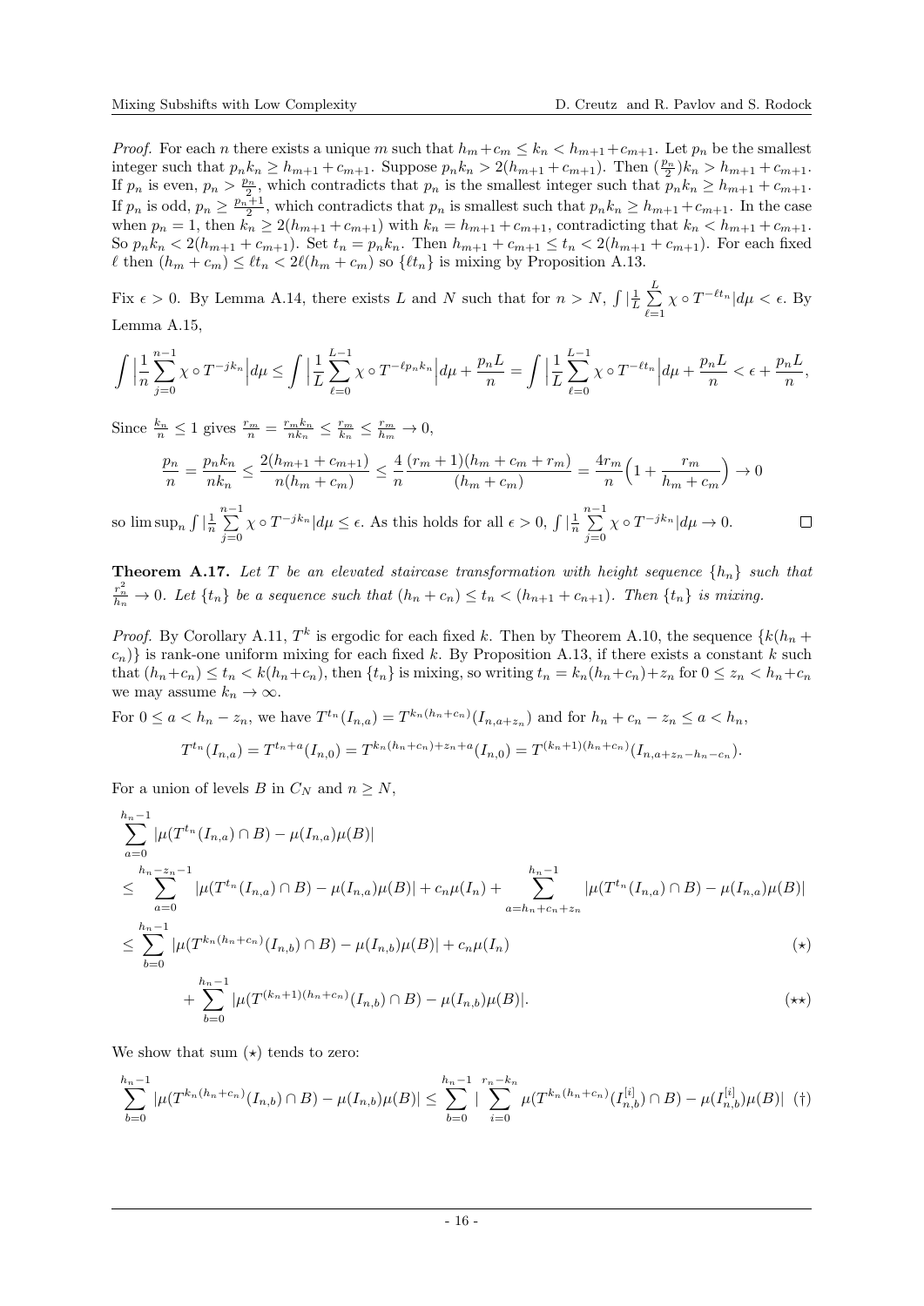*Proof.* For each $n$ there exists a unique $m$ such that $h_m + c_m \leq k_n < h_{m+1} + c_{m+1}$. Let $p_n$ be the smallest integer such that $p_n k_n \geq h_{m+1} + c_{m+1}$. Suppose $p_n k_n > 2(h_{m+1} + c_{m+1})$. Then $(\frac{p_n}{2}) k_n > h_{m+1} + c_{m+1}$. If $p_n$ is even, $p_n > \frac{p_n}{2}$, which contradicts that $p_n$ is the smallest integer such that $p_n k_n \geq h_{m+1} + c_{m+1}$. If $p_n$ is odd, $p_n \geq \frac{p_n+1}{2}$, which contradicts that $p_n$ is smallest such that $p_n k_n \geq h_{m+1} + c_{m+1}$. In the case when $p_n = 1$, then $k_n \geq 2(h_{m+1} + c_{m+1})$ with $k_n = h_{m+1} + c_{m+1}$, contradicting that $k_n < h_{m+1} + c_{m+1}$. So $p_n k_n < 2(h_{m+1} + c_{m+1})$. Set $t_n = p_n k_n$. Then $h_{m+1} + c_{m+1} \leq t_n < 2(h_{m+1} + c_{m+1})$. For each fixed $\ell$ then $(h_m + c_m) \leq \ell t_n < 2\ell(h_m + c_m)$ so $\{\ell t_n\}$ is mixing by Proposition A.13.

Fix $\epsilon > 0$. By Lemma A.14, there exists $L$ and $N$ such that for $n > N$, $\int |\frac{1}{L} \sum_{\ell=1}^{L} \chi \circ T^{-\ell t_n}| d\mu < \epsilon$. By Lemma A.15,

$$\int \Big| \frac{1}{n} \sum_{j=0}^{n-1} \chi \circ T^{-jk_n} \Big| d\mu \leq \int \Big| \frac{1}{L} \sum_{\ell=0}^{L-1} \chi \circ T^{-\ell p_n k_n} \Big| d\mu + \frac{p_n L}{n} = \int \Big| \frac{1}{L} \sum_{\ell=0}^{L-1} \chi \circ T^{-\ell t_n} \Big| d\mu + \frac{p_n L}{n} < \epsilon + \frac{p_n L}{n},$$

Since $\frac{k_n}{n} \leq 1$ gives $\frac{r_m}{n} = \frac{r_m k_n}{n k_n} \leq \frac{r_m}{k_n} \leq \frac{r_m}{h_m} \to 0$,

$$\frac{p_n}{n} = \frac{p_n k_n}{n k_n} \leq \frac{2(h_{m+1} + c_{m+1})}{n(h_m + c_m)} \leq \frac{4}{n} \frac{(r_m + 1)(h_m + c_m + r_m)}{(h_m + c_m)} = \frac{4 r_m}{n} \Big( 1 + \frac{r_m}{h_m + c_m} \Big) \to 0$$

so $\limsup_n \int |\frac{1}{n} \sum_{j=0}^{n-1} \chi \circ T^{-jk_n}| d\mu \leq \epsilon$. As this holds for all $\epsilon > 0$, $\int |\frac{1}{n} \sum_{j=0}^{n-1} \chi \circ T^{-jk_n}| d\mu \to 0$. □

**Theorem A.17.** *Let $T$ be an elevated staircase transformation with height sequence $\{h_n\}$ such that $\frac{r_n^2}{h_n} \to 0$. Let $\{t_n\}$ be a sequence such that $(h_n + c_n) \leq t_n < (h_{n+1} + c_{n+1})$. Then $\{t_n\}$ is mixing.*

*Proof.* By Corollary A.11, $T^k$ is ergodic for each fixed $k$. Then by Theorem A.10, the sequence $\{k(h_n + c_n)\}$ is rank-one uniform mixing for each fixed $k$. By Proposition A.13, if there exists a constant $k$ such that $(h_n + c_n) \leq t_n < k(h_n + c_n)$, then $\{t_n\}$ is mixing, so writing $t_n = k_n(h_n + c_n) + z_n$ for $0 \leq z_n < h_n + c_n$ we may assume $k_n \to \infty$.

For $0 \leq a < h_n - z_n$, we have $T^{t_n}(I_{n,a}) = T^{k_n(h_n+c_n)}(I_{n,a+z_n})$ and for $h_n + c_n - z_n \leq a < h_n$,

$$T^{t_n}(I_{n,a}) = T^{t_n + a}(I_{n,0}) = T^{k_n(h_n+c_n)+z_n+a}(I_{n,0}) = T^{(k_n+1)(h_n+c_n)}(I_{n,a+z_n-h_n-c_n}).$$

For a union of levels $B$ in $C_N$ and $n \geq N$,

$$\begin{aligned}
&\sum_{a=0}^{h_n-1} |\mu(T^{t_n}(I_{n,a}) \cap B) - \mu(I_{n,a})\mu(B)| \\
&\leq \sum_{a=0}^{h_n-z_n-1} |\mu(T^{t_n}(I_{n,a}) \cap B) - \mu(I_{n,a})\mu(B)| + c_n \mu(I_n) + \sum_{a=h_n+c_n+z_n}^{h_n-1} |\mu(T^{t_n}(I_{n,a}) \cap B) - \mu(I_{n,a})\mu(B)| \\
&\leq \sum_{b=0}^{h_n-1} |\mu(T^{k_n(h_n+c_n)}(I_{n,b}) \cap B) - \mu(I_{n,b})\mu(B)| + c_n \mu(I_n) \qquad (\star) \\
&\qquad + \sum_{b=0}^{h_n-1} |\mu(T^{(k_n+1)(h_n+c_n)}(I_{n,b}) \cap B) - \mu(I_{n,b})\mu(B)|. \qquad (\star\star)
\end{aligned}$$

We show that sum $(\star)$ tends to zero:

$$\sum_{b=0}^{h_n-1} |\mu(T^{k_n(h_n+c_n)}(I_{n,b}) \cap B) - \mu(I_{n,b})\mu(B)| \leq \sum_{b=0}^{h_n-1} \Big| \sum_{i=0}^{r_n-k_n} \mu(T^{k_n(h_n+c_n)}(I_{n,b}^{[i]}) \cap B) - \mu(I_{n,b}^{[i]})\mu(B) \Big| \quad (\dagger)$$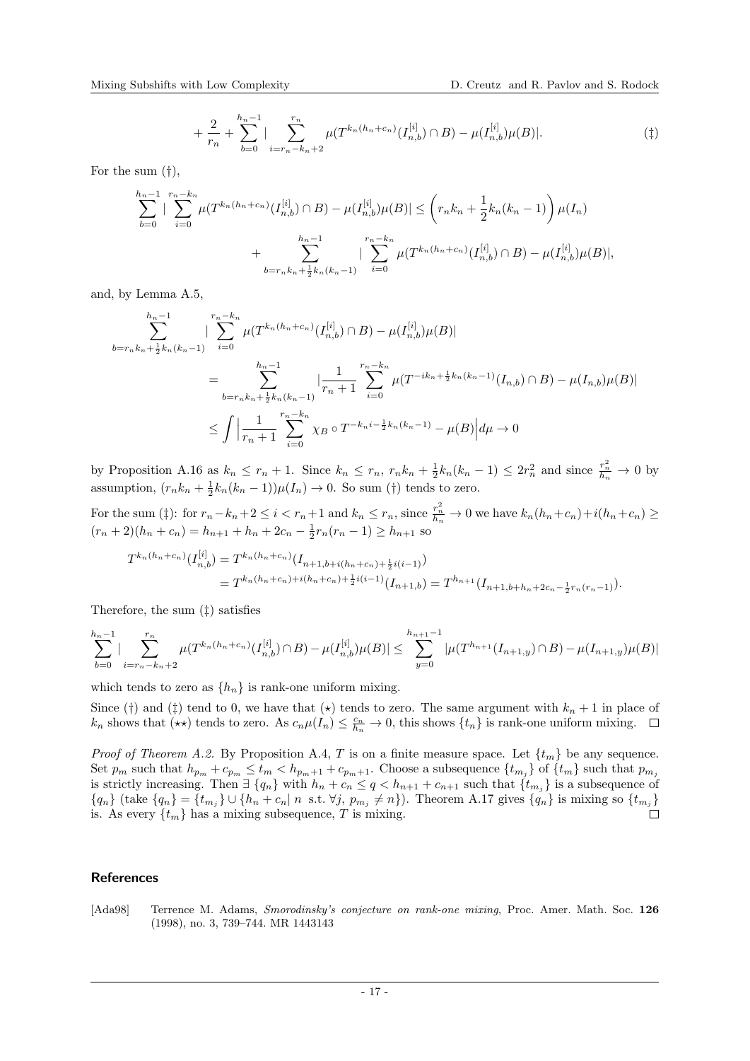$$+\frac{2}{r_n}+\sum_{b=0}^{h_n-1}\Big|\sum_{i=r_n-k_n+2}^{r_n}\mu(T^{k_n(h_n+c_n)}(I_{n,b}^{[i]})\cap B)-\mu(I_{n,b}^{[i]})\mu(B)\Big|. \qquad (\ddagger)$$

For the sum $(\dagger)$,

$$\sum_{b=0}^{h_n-1}\Big|\sum_{i=0}^{r_n-k_n}\mu(T^{k_n(h_n+c_n)}(I_{n,b}^{[i]})\cap B)-\mu(I_{n,b}^{[i]})\mu(B)\Big| \le \left(r_nk_n+\frac{1}{2}k_n(k_n-1)\right)\mu(I_n)$$
$$+\sum_{b=r_nk_n+\frac{1}{2}k_n(k_n-1)}^{h_n-1}\Big|\sum_{i=0}^{r_n-k_n}\mu(T^{k_n(h_n+c_n)}(I_{n,b}^{[i]})\cap B)-\mu(I_{n,b}^{[i]})\mu(B)\Big|,$$

and, by Lemma A.5,

$$\sum_{b=r_nk_n+\frac{1}{2}k_n(k_n-1)}^{h_n-1}\Big|\sum_{i=0}^{r_n-k_n}\mu(T^{k_n(h_n+c_n)}(I_{n,b}^{[i]})\cap B)-\mu(I_{n,b}^{[i]})\mu(B)\Big|$$
$$=\sum_{b=r_nk_n+\frac{1}{2}k_n(k_n-1)}^{h_n-1}\Big|\frac{1}{r_n+1}\sum_{i=0}^{r_n-k_n}\mu(T^{-ik_n+\frac{1}{2}k_n(k_n-1)}(I_{n,b})\cap B)-\mu(I_{n,b})\mu(B)\Big|$$
$$\le\int\Big|\frac{1}{r_n+1}\sum_{i=0}^{r_n-k_n}\chi_B\circ T^{-k_ni-\frac{1}{2}k_n(k_n-1)}-\mu(B)\Big|d\mu\to 0$$

by Proposition A.16 as $k_n\le r_n+1$. Since $k_n\le r_n$, $r_nk_n+\frac{1}{2}k_n(k_n-1)\le 2r_n^2$ and since $\frac{r_n^2}{h_n}\to 0$ by assumption, $(r_nk_n+\frac{1}{2}k_n(k_n-1))\mu(I_n)\to 0$. So sum $(\dagger)$ tends to zero.

For the sum $(\ddagger)$: for $r_n-k_n+2\le i<r_n+1$ and $k_n\le r_n$, since $\frac{r_n^2}{h_n}\to 0$ we have $k_n(h_n+c_n)+i(h_n+c_n)\ge (r_n+2)(h_n+c_n)=h_{n+1}+h_n+2c_n-\frac{1}{2}r_n(r_n-1)\ge h_{n+1}$ so

$$T^{k_n(h_n+c_n)}(I_{n,b}^{[i]})=T^{k_n(h_n+c_n)}(I_{n+1,b+i(h_n+c_n)+\frac{1}{2}i(i-1)})$$
$$=T^{k_n(h_n+c_n)+i(h_n+c_n)+\frac{1}{2}i(i-1)}(I_{n+1,b})=T^{h_{n+1}}(I_{n+1,b+h_n+2c_n-\frac{1}{2}r_n(r_n-1)}).$$

Therefore, the sum $(\ddagger)$ satisfies

$$\sum_{b=0}^{h_n-1}\Big|\sum_{i=r_n-k_n+2}^{r_n}\mu(T^{k_n(h_n+c_n)}(I_{n,b}^{[i]})\cap B)-\mu(I_{n,b}^{[i]})\mu(B)\Big|\le\sum_{y=0}^{h_{n+1}-1}|\mu(T^{h_{n+1}}(I_{n+1,y})\cap B)-\mu(I_{n+1,y})\mu(B)|$$

which tends to zero as $\{h_n\}$ is rank-one uniform mixing.

Since $(\dagger)$ and $(\ddagger)$ tend to 0, we have that $(\star)$ tends to zero. The same argument with $k_n+1$ in place of $k_n$ shows that $(\star\star)$ tends to zero. As $c_n\mu(I_n)\le\frac{c_n}{h_n}\to 0$, this shows $\{t_n\}$ is rank-one uniform mixing. □

*Proof of Theorem A.2.* By Proposition A.4, $T$ is on a finite measure space. Let $\{t_m\}$ be any sequence. Set $p_m$ such that $h_{p_m}+c_{p_m}\le t_m<h_{p_m+1}+c_{p_m+1}$. Choose a subsequence $\{t_{m_j}\}$ of $\{t_m\}$ such that $p_{m_j}$ is strictly increasing. Then $\exists\,\{q_n\}$ with $h_n+c_n\le q<h_{n+1}+c_{n+1}$ such that $\{t_{m_j}\}$ is a subsequence of $\{q_n\}$ (take $\{q_n\}=\{t_{m_j}\}\cup\{h_n+c_n|\ n\ \text{s.t.}\ \forall j,\ p_{m_j}\ne n\}$). Theorem A.17 gives $\{q_n\}$ is mixing so $\{t_{m_j}\}$ is. As every $\{t_m\}$ has a mixing subsequence, $T$ is mixing. □

## References

[Ada98] Terrence M. Adams, *Smorodinsky's conjecture on rank-one mixing*, Proc. Amer. Math. Soc. **126** (1998), no. 3, 739–744. MR 1443143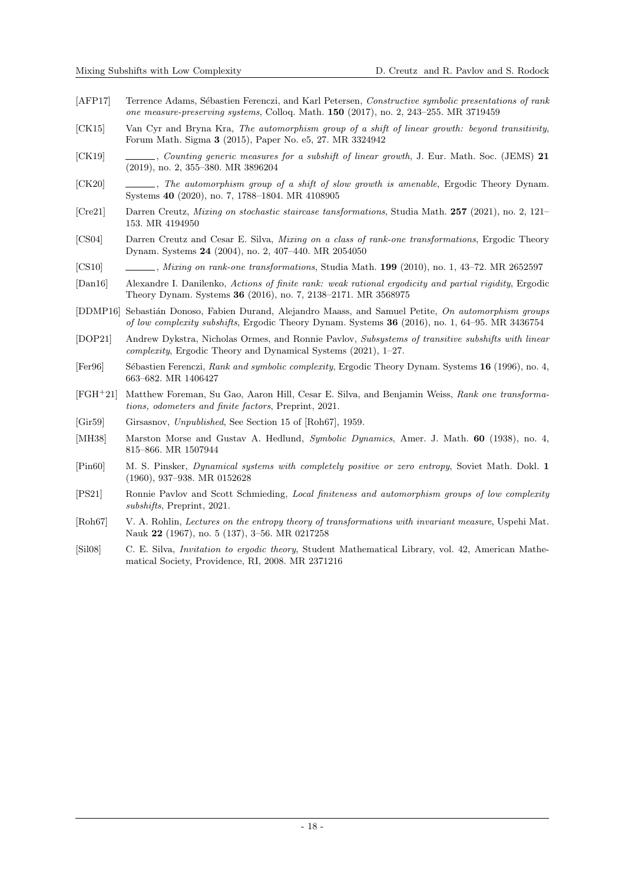[AFP17] Terrence Adams, Sébastien Ferenczi, and Karl Petersen, *Constructive symbolic presentations of rank one measure-preserving systems*, Colloq. Math. **150** (2017), no. 2, 243–255. MR 3719459

[CK15] Van Cyr and Bryna Kra, *The automorphism group of a shift of linear growth: beyond transitivity*, Forum Math. Sigma **3** (2015), Paper No. e5, 27. MR 3324942

[CK19] ______, *Counting generic measures for a subshift of linear growth*, J. Eur. Math. Soc. (JEMS) **21** (2019), no. 2, 355–380. MR 3896204

[CK20] ______, *The automorphism group of a shift of slow growth is amenable*, Ergodic Theory Dynam. Systems **40** (2020), no. 7, 1788–1804. MR 4108905

[Cre21] Darren Creutz, *Mixing on stochastic staircase tansformations*, Studia Math. **257** (2021), no. 2, 121–153. MR 4194950

[CS04] Darren Creutz and Cesar E. Silva, *Mixing on a class of rank-one transformations*, Ergodic Theory Dynam. Systems **24** (2004), no. 2, 407–440. MR 2054050

[CS10] ______, *Mixing on rank-one transformations*, Studia Math. **199** (2010), no. 1, 43–72. MR 2652597

[Dan16] Alexandre I. Danilenko, *Actions of finite rank: weak rational ergodicity and partial rigidity*, Ergodic Theory Dynam. Systems **36** (2016), no. 7, 2138–2171. MR 3568975

[DDMP16] Sebastián Donoso, Fabien Durand, Alejandro Maass, and Samuel Petite, *On automorphism groups of low complexity subshifts*, Ergodic Theory Dynam. Systems **36** (2016), no. 1, 64–95. MR 3436754

[DOP21] Andrew Dykstra, Nicholas Ormes, and Ronnie Pavlov, *Subsystems of transitive subshifts with linear complexity*, Ergodic Theory and Dynamical Systems (2021), 1–27.

[Fer96] Sébastien Ferenczi, *Rank and symbolic complexity*, Ergodic Theory Dynam. Systems **16** (1996), no. 4, 663–682. MR 1406427

[FGH+21] Matthew Foreman, Su Gao, Aaron Hill, Cesar E. Silva, and Benjamin Weiss, *Rank one transformations, odometers and finite factors*, Preprint, 2021.

[Gir59] Girsasnov, *Unpublished*, See Section 15 of [Roh67], 1959.

[MH38] Marston Morse and Gustav A. Hedlund, *Symbolic Dynamics*, Amer. J. Math. **60** (1938), no. 4, 815–866. MR 1507944

[Pin60] M. S. Pinsker, *Dynamical systems with completely positive or zero entropy*, Soviet Math. Dokl. **1** (1960), 937–938. MR 0152628

[PS21] Ronnie Pavlov and Scott Schmieding, *Local finiteness and automorphism groups of low complexity subshifts*, Preprint, 2021.

[Roh67] V. A. Rohlin, *Lectures on the entropy theory of transformations with invariant measure*, Uspehi Mat. Nauk **22** (1967), no. 5 (137), 3–56. MR 0217258

[Sil08] C. E. Silva, *Invitation to ergodic theory*, Student Mathematical Library, vol. 42, American Mathematical Society, Providence, RI, 2008. MR 2371216